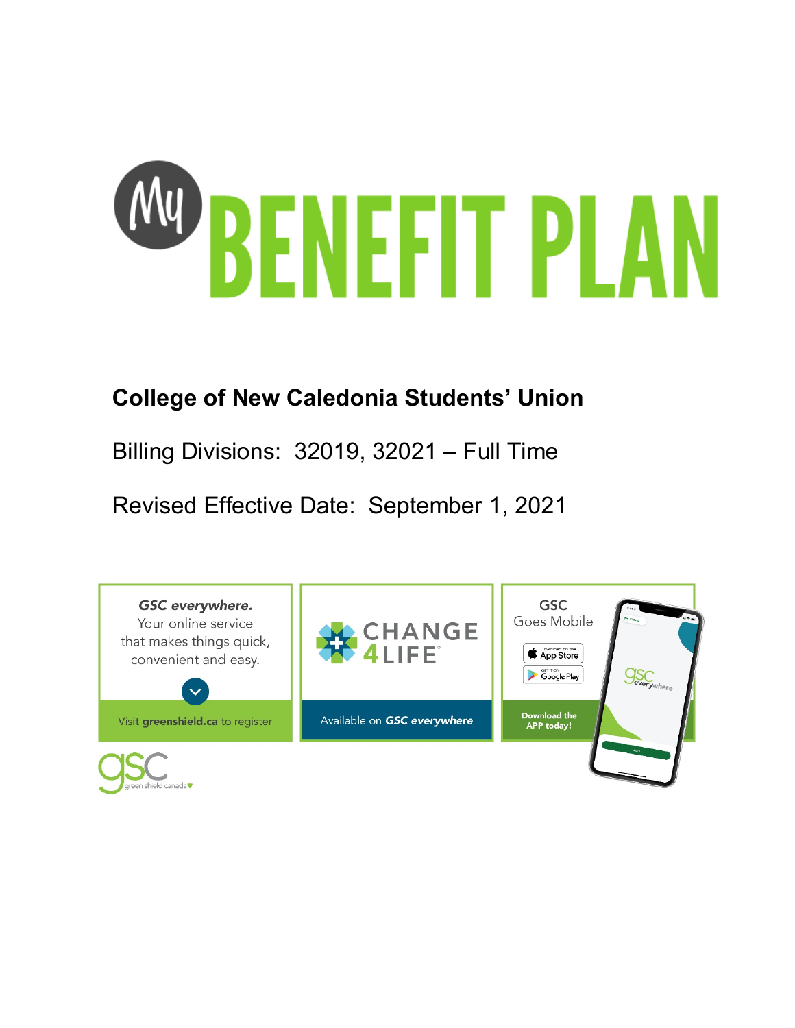# My BENEFIT PLAN

## College of New Caledonia Students' Union

Billing Divisions: 32019, 32021 – Full Time

Revised Effective Date: September 1, 2021

*GSC everywhere.* Your online service that makes things quick, convenient and easy.

Visit **greenshield.ca** to register

CHANGE 4LIFE

Available on *GSC everywhere*

GSC Goes Mobile

Download on the App Store

Get it on Google Play

Download the APP today!

gsc green shield canada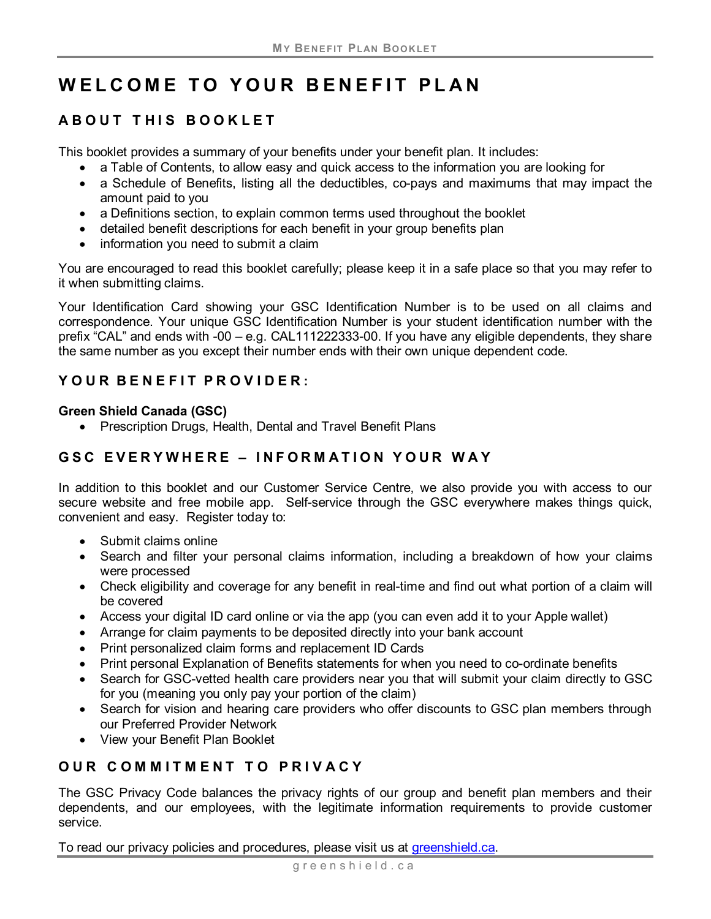# WELCOME TO YOUR BENEFIT PLAN

## ABOUT THIS BOOKLET

This booklet provides a summary of your benefits under your benefit plan. It includes:

- a Table of Contents, to allow easy and quick access to the information you are looking for
- a Schedule of Benefits, listing all the deductibles, co-pays and maximums that may impact the amount paid to you
- a Definitions section, to explain common terms used throughout the booklet
- detailed benefit descriptions for each benefit in your group benefits plan
- information you need to submit a claim

You are encouraged to read this booklet carefully; please keep it in a safe place so that you may refer to it when submitting claims.

Your Identification Card showing your GSC Identification Number is to be used on all claims and correspondence. Your unique GSC Identification Number is your student identification number with the prefix "CAL" and ends with -00 – e.g. CAL111222333-00. If you have any eligible dependents, they share the same number as you except their number ends with their own unique dependent code.

## YOUR BENEFIT PROVIDER:

**Green Shield Canada (GSC)**

- Prescription Drugs, Health, Dental and Travel Benefit Plans

## GSC EVERYWHERE – INFORMATION YOUR WAY

In addition to this booklet and our Customer Service Centre, we also provide you with access to our secure website and free mobile app. Self-service through the GSC everywhere makes things quick, convenient and easy. Register today to:

- Submit claims online
- Search and filter your personal claims information, including a breakdown of how your claims were processed
- Check eligibility and coverage for any benefit in real-time and find out what portion of a claim will be covered
- Access your digital ID card online or via the app (you can even add it to your Apple wallet)
- Arrange for claim payments to be deposited directly into your bank account
- Print personalized claim forms and replacement ID Cards
- Print personal Explanation of Benefits statements for when you need to co-ordinate benefits
- Search for GSC-vetted health care providers near you that will submit your claim directly to GSC for you (meaning you only pay your portion of the claim)
- Search for vision and hearing care providers who offer discounts to GSC plan members through our Preferred Provider Network
- View your Benefit Plan Booklet

## OUR COMMITMENT TO PRIVACY

The GSC Privacy Code balances the privacy rights of our group and benefit plan members and their dependents, and our employees, with the legitimate information requirements to provide customer service.

To read our privacy policies and procedures, please visit us at greenshield.ca.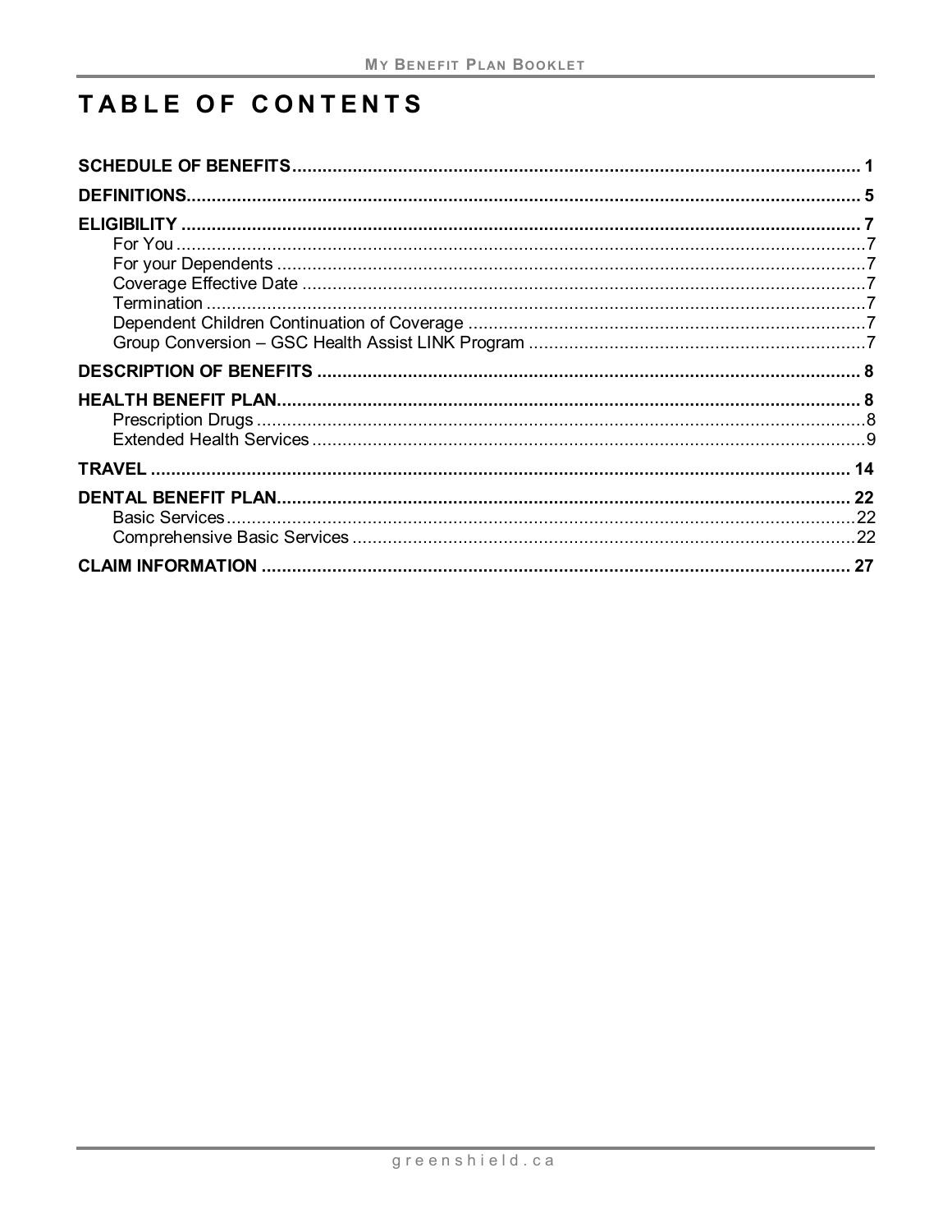# TABLE OF CONTENTS

**SCHEDULE OF BENEFITS** ........ 1

**DEFINITIONS** ........ 5

**ELIGIBILITY** ........ 7
- For You ........ 7
- For your Dependents ........ 7
- Coverage Effective Date ........ 7
- Termination ........ 7
- Dependent Children Continuation of Coverage ........ 7
- Group Conversion – GSC Health Assist LINK Program ........ 7

**DESCRIPTION OF BENEFITS** ........ 8

**HEALTH BENEFIT PLAN** ........ 8
- Prescription Drugs ........ 8
- Extended Health Services ........ 9

**TRAVEL** ........ 14

**DENTAL BENEFIT PLAN** ........ 22
- Basic Services ........ 22
- Comprehensive Basic Services ........ 22

**CLAIM INFORMATION** ........ 27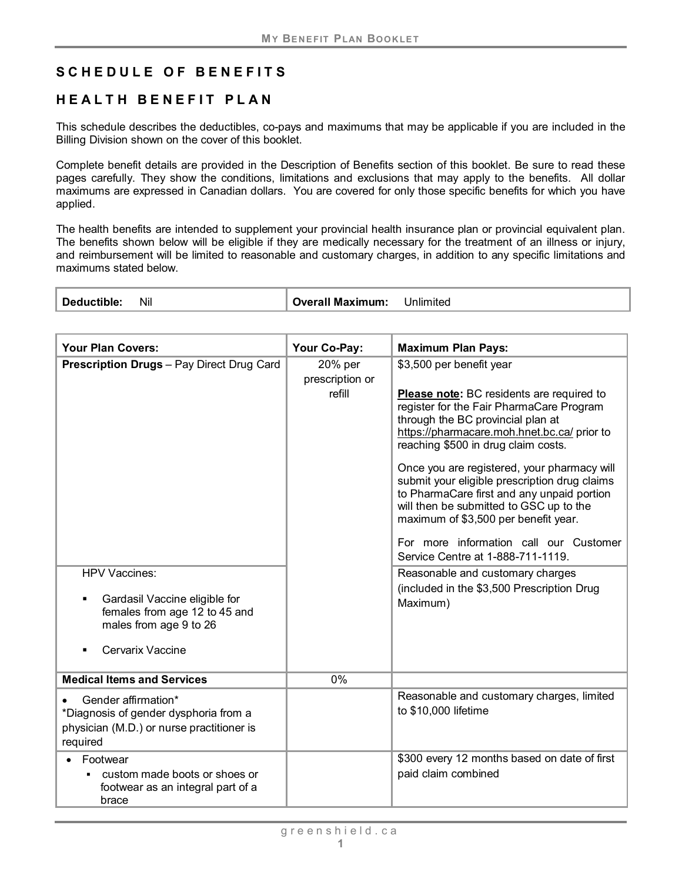# SCHEDULE OF BENEFITS

## HEALTH BENEFIT PLAN

This schedule describes the deductibles, co-pays and maximums that may be applicable if you are included in the Billing Division shown on the cover of this booklet.

Complete benefit details are provided in the Description of Benefits section of this booklet. Be sure to read these pages carefully. They show the conditions, limitations and exclusions that may apply to the benefits. All dollar maximums are expressed in Canadian dollars. You are covered for only those specific benefits for which you have applied.

The health benefits are intended to supplement your provincial health insurance plan or provincial equivalent plan. The benefits shown below will be eligible if they are medically necessary for the treatment of an illness or injury, and reimbursement will be limited to reasonable and customary charges, in addition to any specific limitations and maximums stated below.

| **Deductible:** Nil | **Overall Maximum:** Unlimited |
|---|---|

| **Your Plan Covers:** | **Your Co-Pay:** | **Maximum Plan Pays:** |
|---|---|---|
| **Prescription Drugs** – Pay Direct Drug Card | 20% per prescription or refill | $3,500 per benefit year<br><br>**Please note:** BC residents are required to register for the Fair PharmaCare Program through the BC provincial plan at https://pharmacare.moh.hnet.bc.ca/ prior to reaching $500 in drug claim costs.<br><br>Once you are registered, your pharmacy will submit your eligible prescription drug claims to PharmaCare first and any unpaid portion will then be submitted to GSC up to the maximum of $3,500 per benefit year.<br><br>For more information call our Customer Service Centre at 1-888-711-1119. |
| HPV Vaccines:<br>▪ Gardasil Vaccine eligible for females from age 12 to 45 and males from age 9 to 26<br>▪ Cervarix Vaccine | | Reasonable and customary charges (included in the $3,500 Prescription Drug Maximum) |
| **Medical Items and Services** | 0% | |
| • Gender affirmation*<br>*Diagnosis of gender dysphoria from a physician (M.D.) or nurse practitioner is required | | Reasonable and customary charges, limited to $10,000 lifetime |
| • Footwear<br>▪ custom made boots or shoes or footwear as an integral part of a brace | | $300 every 12 months based on date of first paid claim combined |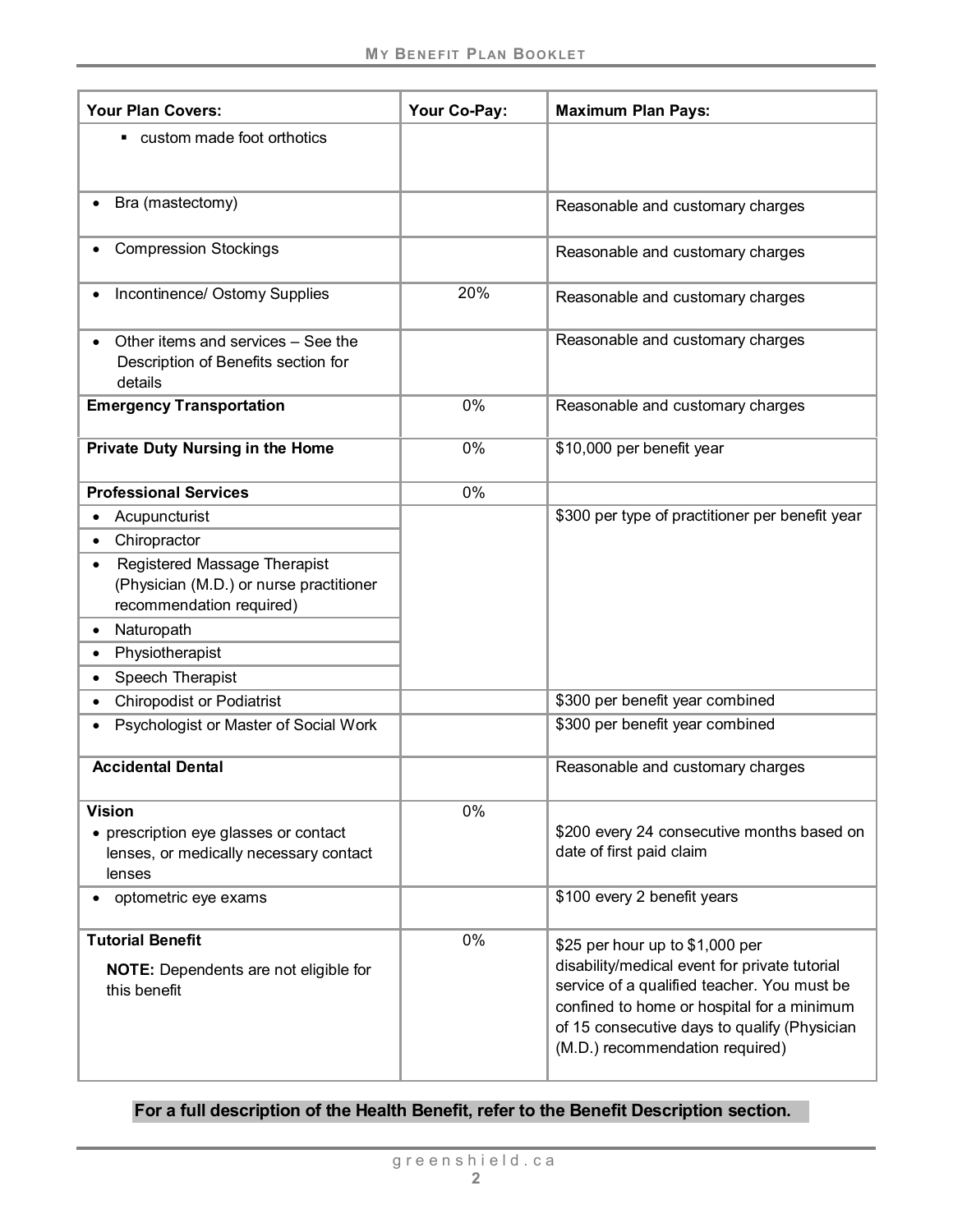| Your Plan Covers: | Your Co-Pay: | Maximum Plan Pays: |
| --- | --- | --- |
| ▪ custom made foot orthotics | | |
| • Bra (mastectomy) | | Reasonable and customary charges |
| • Compression Stockings | | Reasonable and customary charges |
| • Incontinence/ Ostomy Supplies | 20% | Reasonable and customary charges |
| • Other items and services – See the Description of Benefits section for details | | Reasonable and customary charges |
| **Emergency Transportation** | 0% | Reasonable and customary charges |
| **Private Duty Nursing in the Home** | 0% | $10,000 per benefit year |
| **Professional Services** | 0% | |
| • Acupuncturist | | $300 per type of practitioner per benefit year |
| • Chiropractor | | |
| • Registered Massage Therapist (Physician (M.D.) or nurse practitioner recommendation required) | | |
| • Naturopath | | |
| • Physiotherapist | | |
| • Speech Therapist | | |
| • Chiropodist or Podiatrist | | $300 per benefit year combined |
| • Psychologist or Master of Social Work | | $300 per benefit year combined |
| **Accidental Dental** | | Reasonable and customary charges |
| **Vision** | 0% | |
| • prescription eye glasses or contact lenses, or medically necessary contact lenses | | $200 every 24 consecutive months based on date of first paid claim |
| • optometric eye exams | | $100 every 2 benefit years |
| **Tutorial Benefit**<br>**NOTE:** Dependents are not eligible for this benefit | 0% | $25 per hour up to $1,000 per disability/medical event for private tutorial service of a qualified teacher. You must be confined to home or hospital for a minimum of 15 consecutive days to qualify (Physician (M.D.) recommendation required) |

**For a full description of the Health Benefit, refer to the Benefit Description section.**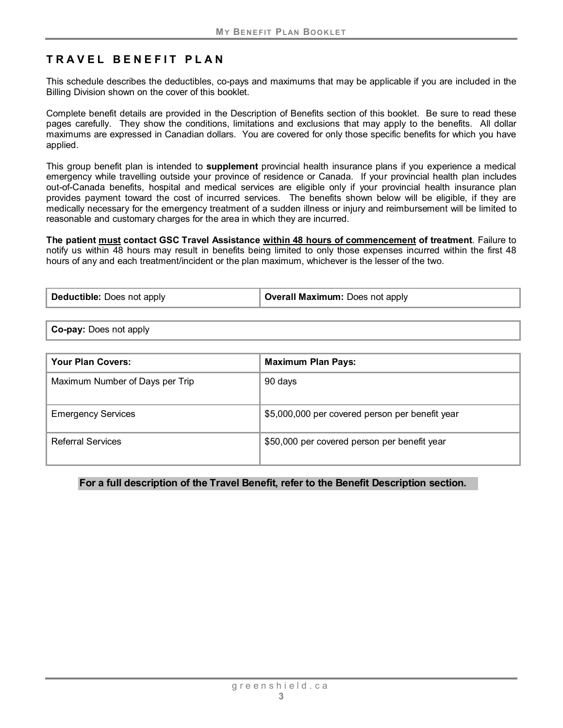## TRAVEL BENEFIT PLAN

This schedule describes the deductibles, co-pays and maximums that may be applicable if you are included in the Billing Division shown on the cover of this booklet.

Complete benefit details are provided in the Description of Benefits section of this booklet. Be sure to read these pages carefully. They show the conditions, limitations and exclusions that may apply to the benefits. All dollar maximums are expressed in Canadian dollars. You are covered for only those specific benefits for which you have applied.

This group benefit plan is intended to **supplement** provincial health insurance plans if you experience a medical emergency while travelling outside your province of residence or Canada. If your provincial health plan includes out-of-Canada benefits, hospital and medical services are eligible only if your provincial health insurance plan provides payment toward the cost of incurred services. The benefits shown below will be eligible, if they are medically necessary for the emergency treatment of a sudden illness or injury and reimbursement will be limited to reasonable and customary charges for the area in which they are incurred.

**The patient must contact GSC Travel Assistance within 48 hours of commencement of treatment**. Failure to notify us within 48 hours may result in benefits being limited to only those expenses incurred within the first 48 hours of any and each treatment/incident or the plan maximum, whichever is the lesser of the two.

| **Deductible:** Does not apply | **Overall Maximum:** Does not apply |
|---|---|

| **Co-pay:** Does not apply |
|---|

| **Your Plan Covers:** | **Maximum Plan Pays:** |
|---|---|
| Maximum Number of Days per Trip | 90 days |
| Emergency Services | $5,000,000 per covered person per benefit year |
| Referral Services | $50,000 per covered person per benefit year |

**For a full description of the Travel Benefit, refer to the Benefit Description section.**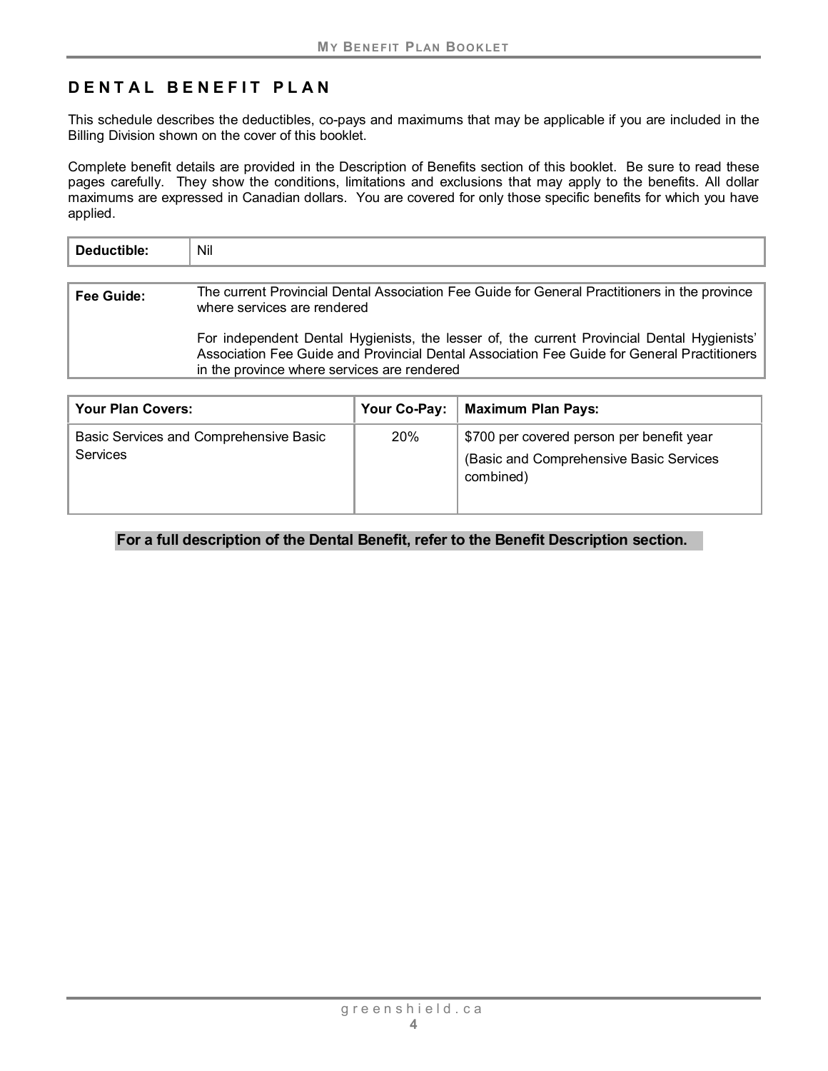## DENTAL BENEFIT PLAN

This schedule describes the deductibles, co-pays and maximums that may be applicable if you are included in the Billing Division shown on the cover of this booklet.

Complete benefit details are provided in the Description of Benefits section of this booklet. Be sure to read these pages carefully. They show the conditions, limitations and exclusions that may apply to the benefits. All dollar maximums are expressed in Canadian dollars. You are covered for only those specific benefits for which you have applied.

| **Deductible:** | Nil |
|---|---|

| **Fee Guide:** | The current Provincial Dental Association Fee Guide for General Practitioners in the province where services are rendered<br><br>For independent Dental Hygienists, the lesser of, the current Provincial Dental Hygienists' Association Fee Guide and Provincial Dental Association Fee Guide for General Practitioners in the province where services are rendered |
|---|---|

| Your Plan Covers: | Your Co-Pay: | Maximum Plan Pays: |
|---|---|---|
| Basic Services and Comprehensive Basic Services | 20% | $700 per covered person per benefit year<br>(Basic and Comprehensive Basic Services combined) |

**For a full description of the Dental Benefit, refer to the Benefit Description section.**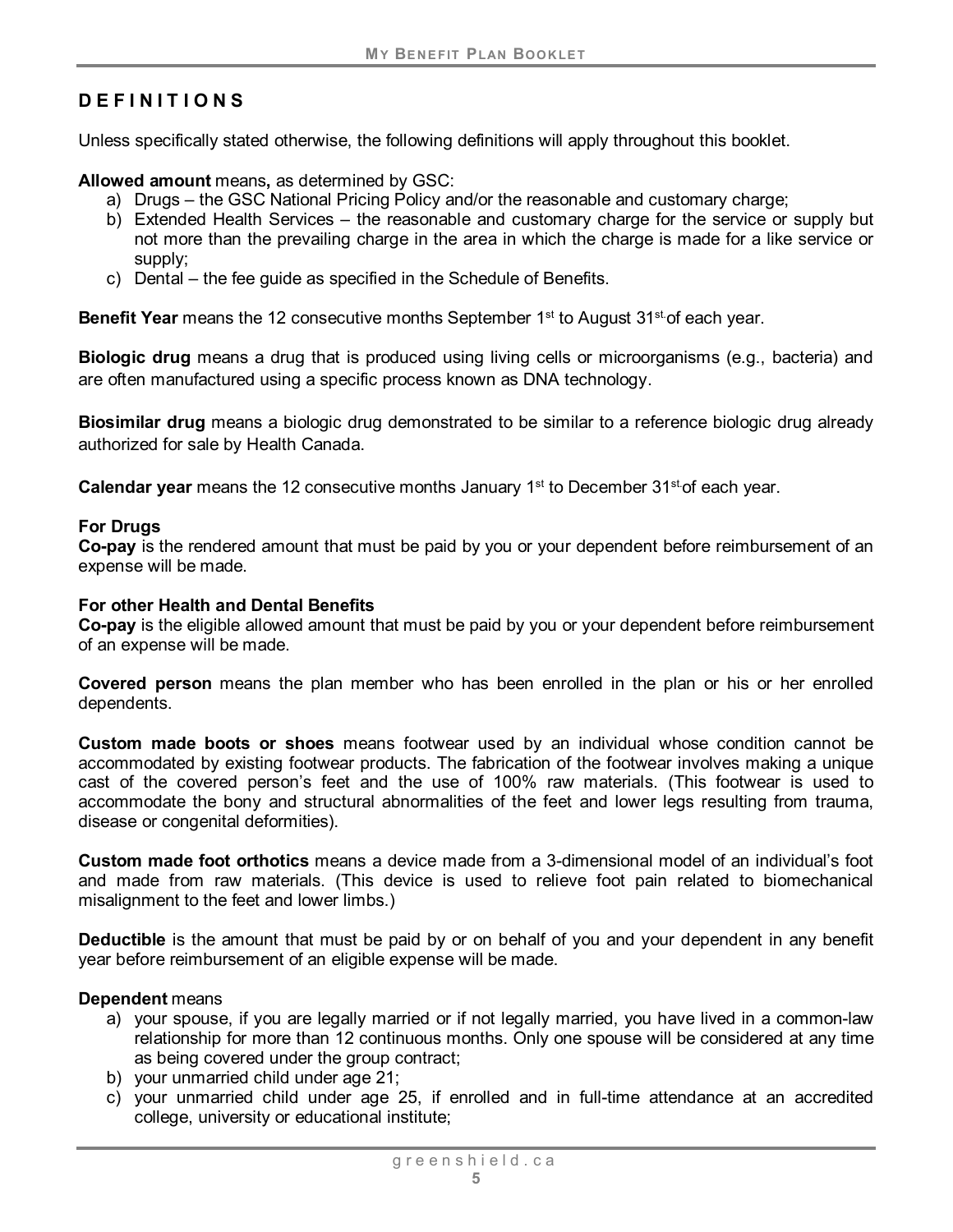## DEFINITIONS

Unless specifically stated otherwise, the following definitions will apply throughout this booklet.

**Allowed amount** means**,** as determined by GSC:

a) Drugs – the GSC National Pricing Policy and/or the reasonable and customary charge;
b) Extended Health Services – the reasonable and customary charge for the service or supply but not more than the prevailing charge in the area in which the charge is made for a like service or supply;
c) Dental – the fee guide as specified in the Schedule of Benefits.

**Benefit Year** means the 12 consecutive months September 1st to August 31st of each year.

**Biologic drug** means a drug that is produced using living cells or microorganisms (e.g., bacteria) and are often manufactured using a specific process known as DNA technology.

**Biosimilar drug** means a biologic drug demonstrated to be similar to a reference biologic drug already authorized for sale by Health Canada.

**Calendar year** means the 12 consecutive months January 1st to December 31st of each year.

**For Drugs**
**Co-pay** is the rendered amount that must be paid by you or your dependent before reimbursement of an expense will be made.

**For other Health and Dental Benefits**
**Co-pay** is the eligible allowed amount that must be paid by you or your dependent before reimbursement of an expense will be made.

**Covered person** means the plan member who has been enrolled in the plan or his or her enrolled dependents.

**Custom made boots or shoes** means footwear used by an individual whose condition cannot be accommodated by existing footwear products. The fabrication of the footwear involves making a unique cast of the covered person's feet and the use of 100% raw materials. (This footwear is used to accommodate the bony and structural abnormalities of the feet and lower legs resulting from trauma, disease or congenital deformities).

**Custom made foot orthotics** means a device made from a 3-dimensional model of an individual's foot and made from raw materials. (This device is used to relieve foot pain related to biomechanical misalignment to the feet and lower limbs.)

**Deductible** is the amount that must be paid by or on behalf of you and your dependent in any benefit year before reimbursement of an eligible expense will be made.

**Dependent** means

a) your spouse, if you are legally married or if not legally married, you have lived in a common-law relationship for more than 12 continuous months. Only one spouse will be considered at any time as being covered under the group contract;
b) your unmarried child under age 21;
c) your unmarried child under age 25, if enrolled and in full-time attendance at an accredited college, university or educational institute;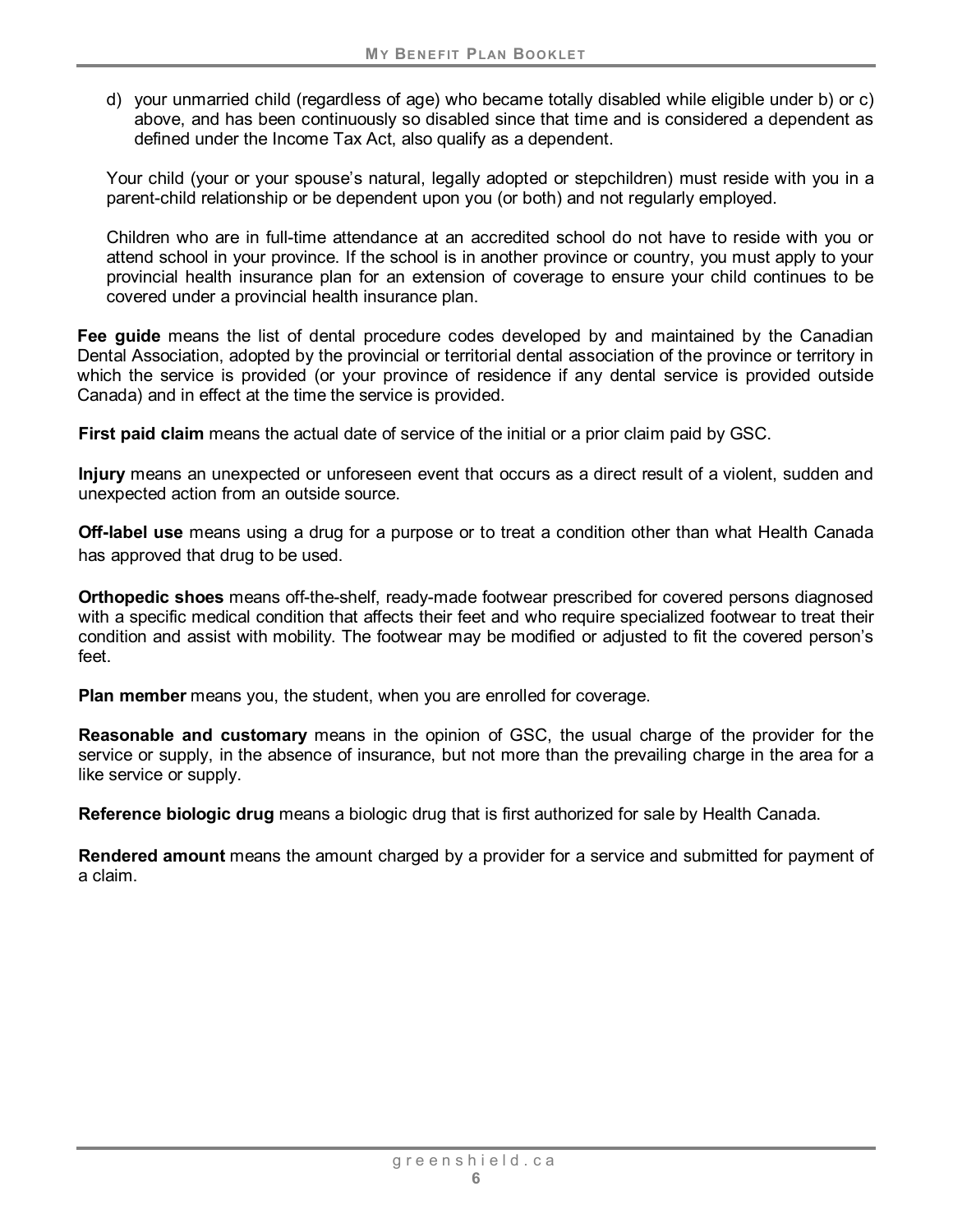d) your unmarried child (regardless of age) who became totally disabled while eligible under b) or c) above, and has been continuously so disabled since that time and is considered a dependent as defined under the Income Tax Act, also qualify as a dependent.

Your child (your or your spouse's natural, legally adopted or stepchildren) must reside with you in a parent-child relationship or be dependent upon you (or both) and not regularly employed.

Children who are in full-time attendance at an accredited school do not have to reside with you or attend school in your province. If the school is in another province or country, you must apply to your provincial health insurance plan for an extension of coverage to ensure your child continues to be covered under a provincial health insurance plan.

**Fee guide** means the list of dental procedure codes developed by and maintained by the Canadian Dental Association, adopted by the provincial or territorial dental association of the province or territory in which the service is provided (or your province of residence if any dental service is provided outside Canada) and in effect at the time the service is provided.

**First paid claim** means the actual date of service of the initial or a prior claim paid by GSC.

**Injury** means an unexpected or unforeseen event that occurs as a direct result of a violent, sudden and unexpected action from an outside source.

**Off-label use** means using a drug for a purpose or to treat a condition other than what Health Canada has approved that drug to be used.

**Orthopedic shoes** means off-the-shelf, ready-made footwear prescribed for covered persons diagnosed with a specific medical condition that affects their feet and who require specialized footwear to treat their condition and assist with mobility. The footwear may be modified or adjusted to fit the covered person's feet.

**Plan member** means you, the student, when you are enrolled for coverage.

**Reasonable and customary** means in the opinion of GSC, the usual charge of the provider for the service or supply, in the absence of insurance, but not more than the prevailing charge in the area for a like service or supply.

**Reference biologic drug** means a biologic drug that is first authorized for sale by Health Canada.

**Rendered amount** means the amount charged by a provider for a service and submitted for payment of a claim.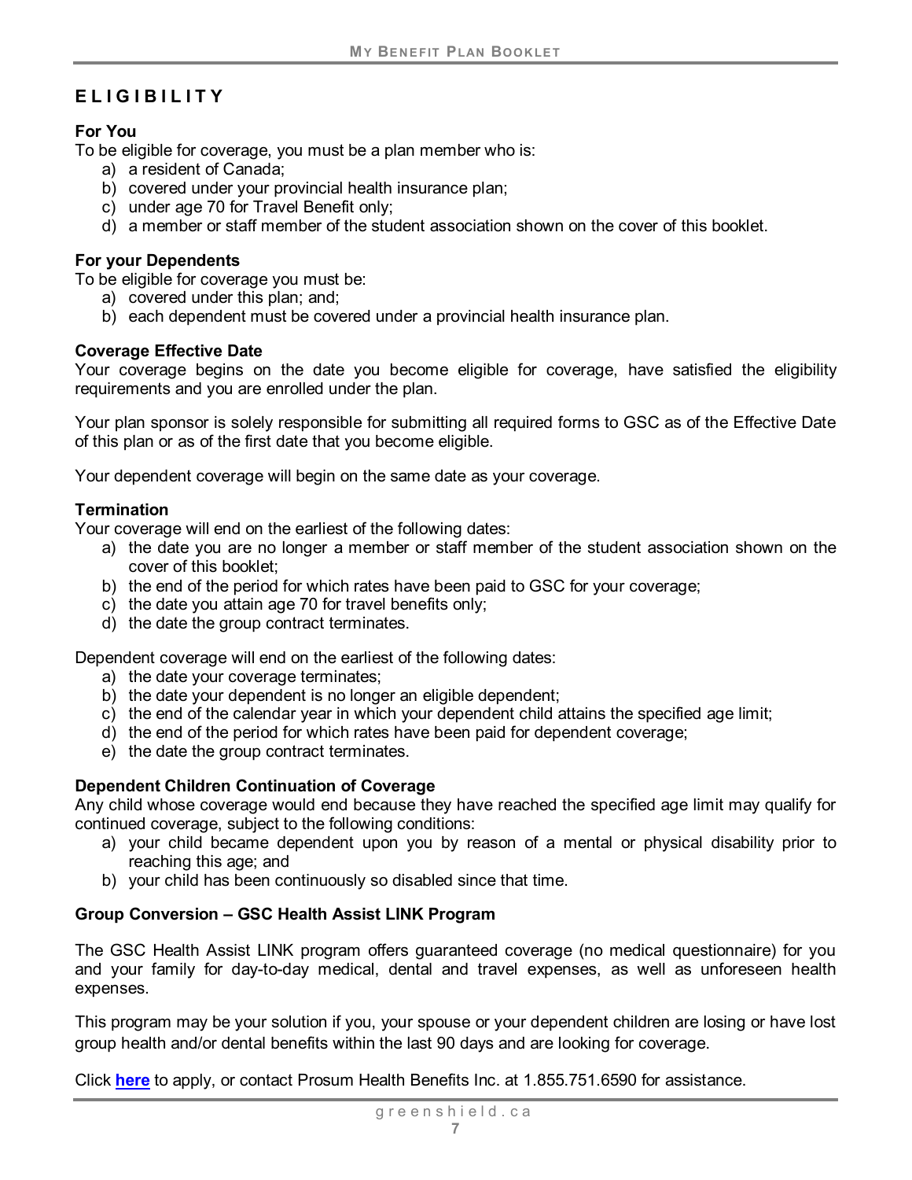# ELIGIBILITY

**For You**

To be eligible for coverage, you must be a plan member who is:

a) a resident of Canada;
b) covered under your provincial health insurance plan;
c) under age 70 for Travel Benefit only;
d) a member or staff member of the student association shown on the cover of this booklet.

**For your Dependents**

To be eligible for coverage you must be:

a) covered under this plan; and;
b) each dependent must be covered under a provincial health insurance plan.

**Coverage Effective Date**

Your coverage begins on the date you become eligible for coverage, have satisfied the eligibility requirements and you are enrolled under the plan.

Your plan sponsor is solely responsible for submitting all required forms to GSC as of the Effective Date of this plan or as of the first date that you become eligible.

Your dependent coverage will begin on the same date as your coverage.

**Termination**

Your coverage will end on the earliest of the following dates:

a) the date you are no longer a member or staff member of the student association shown on the cover of this booklet;
b) the end of the period for which rates have been paid to GSC for your coverage;
c) the date you attain age 70 for travel benefits only;
d) the date the group contract terminates.

Dependent coverage will end on the earliest of the following dates:

a) the date your coverage terminates;
b) the date your dependent is no longer an eligible dependent;
c) the end of the calendar year in which your dependent child attains the specified age limit;
d) the end of the period for which rates have been paid for dependent coverage;
e) the date the group contract terminates.

**Dependent Children Continuation of Coverage**

Any child whose coverage would end because they have reached the specified age limit may qualify for continued coverage, subject to the following conditions:

a) your child became dependent upon you by reason of a mental or physical disability prior to reaching this age; and
b) your child has been continuously so disabled since that time.

**Group Conversion – GSC Health Assist LINK Program**

The GSC Health Assist LINK program offers guaranteed coverage (no medical questionnaire) for you and your family for day-to-day medical, dental and travel expenses, as well as unforeseen health expenses.

This program may be your solution if you, your spouse or your dependent children are losing or have lost group health and/or dental benefits within the last 90 days and are looking for coverage.

Click **here** to apply, or contact Prosum Health Benefits Inc. at 1.855.751.6590 for assistance.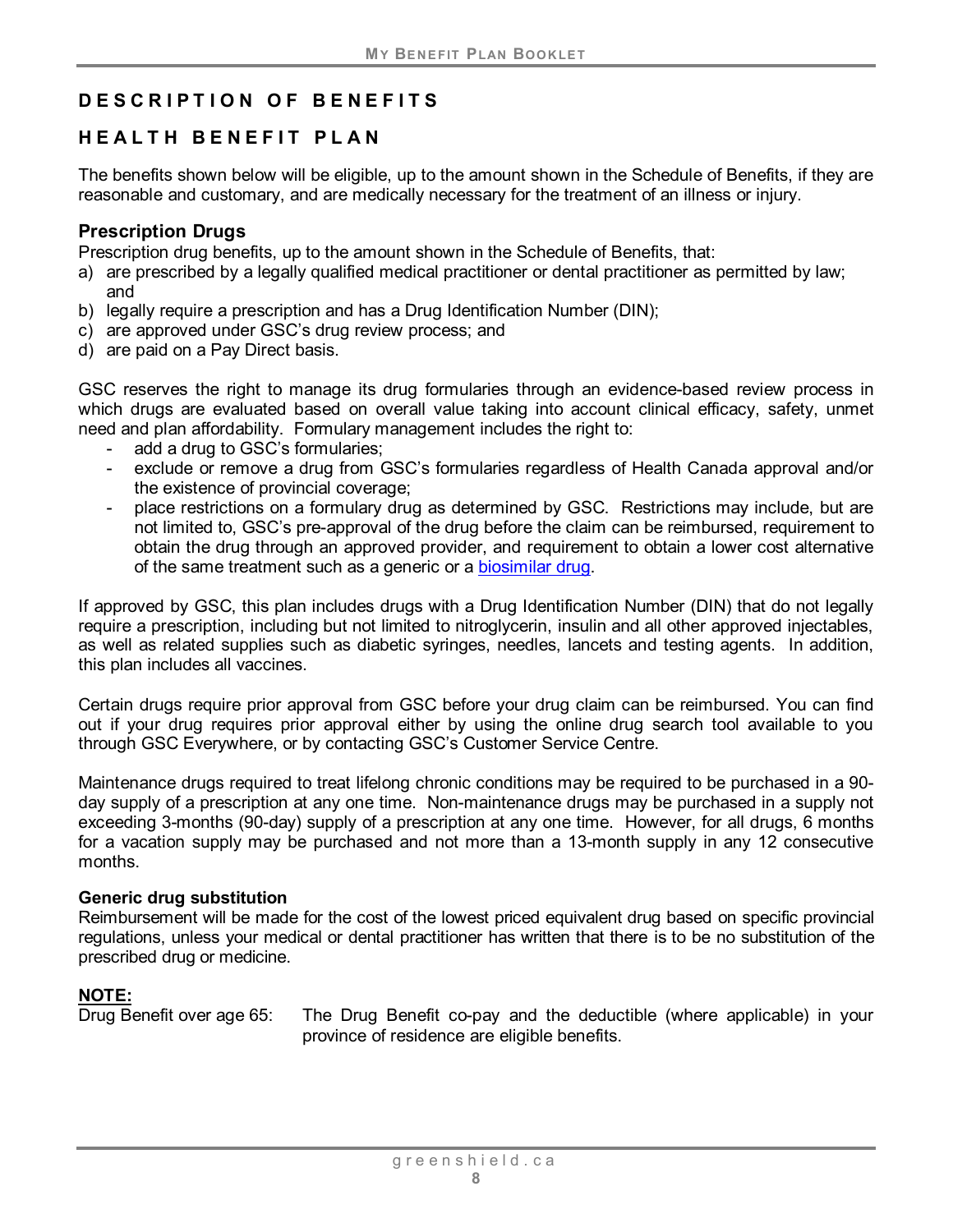## DESCRIPTION OF BENEFITS

## HEALTH BENEFIT PLAN

The benefits shown below will be eligible, up to the amount shown in the Schedule of Benefits, if they are reasonable and customary, and are medically necessary for the treatment of an illness or injury.

### Prescription Drugs

Prescription drug benefits, up to the amount shown in the Schedule of Benefits, that:

a) are prescribed by a legally qualified medical practitioner or dental practitioner as permitted by law; and
b) legally require a prescription and has a Drug Identification Number (DIN);
c) are approved under GSC's drug review process; and
d) are paid on a Pay Direct basis.

GSC reserves the right to manage its drug formularies through an evidence-based review process in which drugs are evaluated based on overall value taking into account clinical efficacy, safety, unmet need and plan affordability. Formulary management includes the right to:

- add a drug to GSC's formularies;
- exclude or remove a drug from GSC's formularies regardless of Health Canada approval and/or the existence of provincial coverage;
- place restrictions on a formulary drug as determined by GSC. Restrictions may include, but are not limited to, GSC's pre-approval of the drug before the claim can be reimbursed, requirement to obtain the drug through an approved provider, and requirement to obtain a lower cost alternative of the same treatment such as a generic or a biosimilar drug.

If approved by GSC, this plan includes drugs with a Drug Identification Number (DIN) that do not legally require a prescription, including but not limited to nitroglycerin, insulin and all other approved injectables, as well as related supplies such as diabetic syringes, needles, lancets and testing agents. In addition, this plan includes all vaccines.

Certain drugs require prior approval from GSC before your drug claim can be reimbursed. You can find out if your drug requires prior approval either by using the online drug search tool available to you through GSC Everywhere, or by contacting GSC's Customer Service Centre.

Maintenance drugs required to treat lifelong chronic conditions may be required to be purchased in a 90-day supply of a prescription at any one time. Non-maintenance drugs may be purchased in a supply not exceeding 3-months (90-day) supply of a prescription at any one time. However, for all drugs, 6 months for a vacation supply may be purchased and not more than a 13-month supply in any 12 consecutive months.

**Generic drug substitution**

Reimbursement will be made for the cost of the lowest priced equivalent drug based on specific provincial regulations, unless your medical or dental practitioner has written that there is to be no substitution of the prescribed drug or medicine.

**NOTE:**

Drug Benefit over age 65: The Drug Benefit co-pay and the deductible (where applicable) in your province of residence are eligible benefits.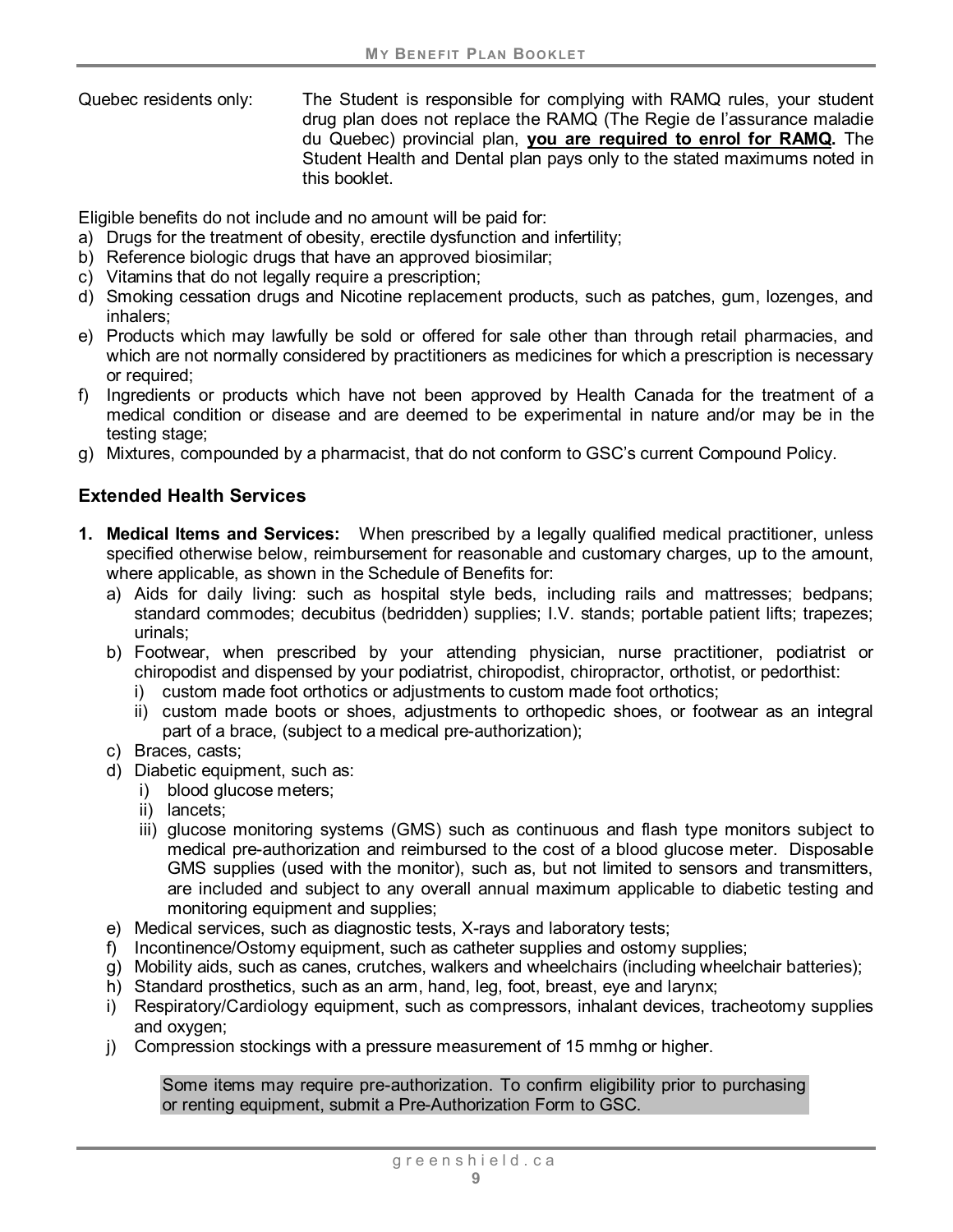Quebec residents only: The Student is responsible for complying with RAMQ rules, your student drug plan does not replace the RAMQ (The Regie de l'assurance maladie du Quebec) provincial plan, **you are required to enrol for RAMQ.** The Student Health and Dental plan pays only to the stated maximums noted in this booklet.

Eligible benefits do not include and no amount will be paid for:

a) Drugs for the treatment of obesity, erectile dysfunction and infertility;
b) Reference biologic drugs that have an approved biosimilar;
c) Vitamins that do not legally require a prescription;
d) Smoking cessation drugs and Nicotine replacement products, such as patches, gum, lozenges, and inhalers;
e) Products which may lawfully be sold or offered for sale other than through retail pharmacies, and which are not normally considered by practitioners as medicines for which a prescription is necessary or required;
f) Ingredients or products which have not been approved by Health Canada for the treatment of a medical condition or disease and are deemed to be experimental in nature and/or may be in the testing stage;
g) Mixtures, compounded by a pharmacist, that do not conform to GSC's current Compound Policy.

## Extended Health Services

1. **Medical Items and Services:** When prescribed by a legally qualified medical practitioner, unless specified otherwise below, reimbursement for reasonable and customary charges, up to the amount, where applicable, as shown in the Schedule of Benefits for:
   a) Aids for daily living: such as hospital style beds, including rails and mattresses; bedpans; standard commodes; decubitus (bedridden) supplies; I.V. stands; portable patient lifts; trapezes; urinals;
   b) Footwear, when prescribed by your attending physician, nurse practitioner, podiatrist or chiropodist and dispensed by your podiatrist, chiropodist, chiropractor, orthotist, or pedorthist:
      i) custom made foot orthotics or adjustments to custom made foot orthotics;
      ii) custom made boots or shoes, adjustments to orthopedic shoes, or footwear as an integral part of a brace, (subject to a medical pre-authorization);
   c) Braces, casts;
   d) Diabetic equipment, such as:
      i) blood glucose meters;
      ii) lancets;
      iii) glucose monitoring systems (GMS) such as continuous and flash type monitors subject to medical pre-authorization and reimbursed to the cost of a blood glucose meter. Disposable GMS supplies (used with the monitor), such as, but not limited to sensors and transmitters, are included and subject to any overall annual maximum applicable to diabetic testing and monitoring equipment and supplies;
   e) Medical services, such as diagnostic tests, X-rays and laboratory tests;
   f) Incontinence/Ostomy equipment, such as catheter supplies and ostomy supplies;
   g) Mobility aids, such as canes, crutches, walkers and wheelchairs (including wheelchair batteries);
   h) Standard prosthetics, such as an arm, hand, leg, foot, breast, eye and larynx;
   i) Respiratory/Cardiology equipment, such as compressors, inhalant devices, tracheotomy supplies and oxygen;
   j) Compression stockings with a pressure measurement of 15 mmhg or higher.

   Some items may require pre-authorization. To confirm eligibility prior to purchasing or renting equipment, submit a Pre-Authorization Form to GSC.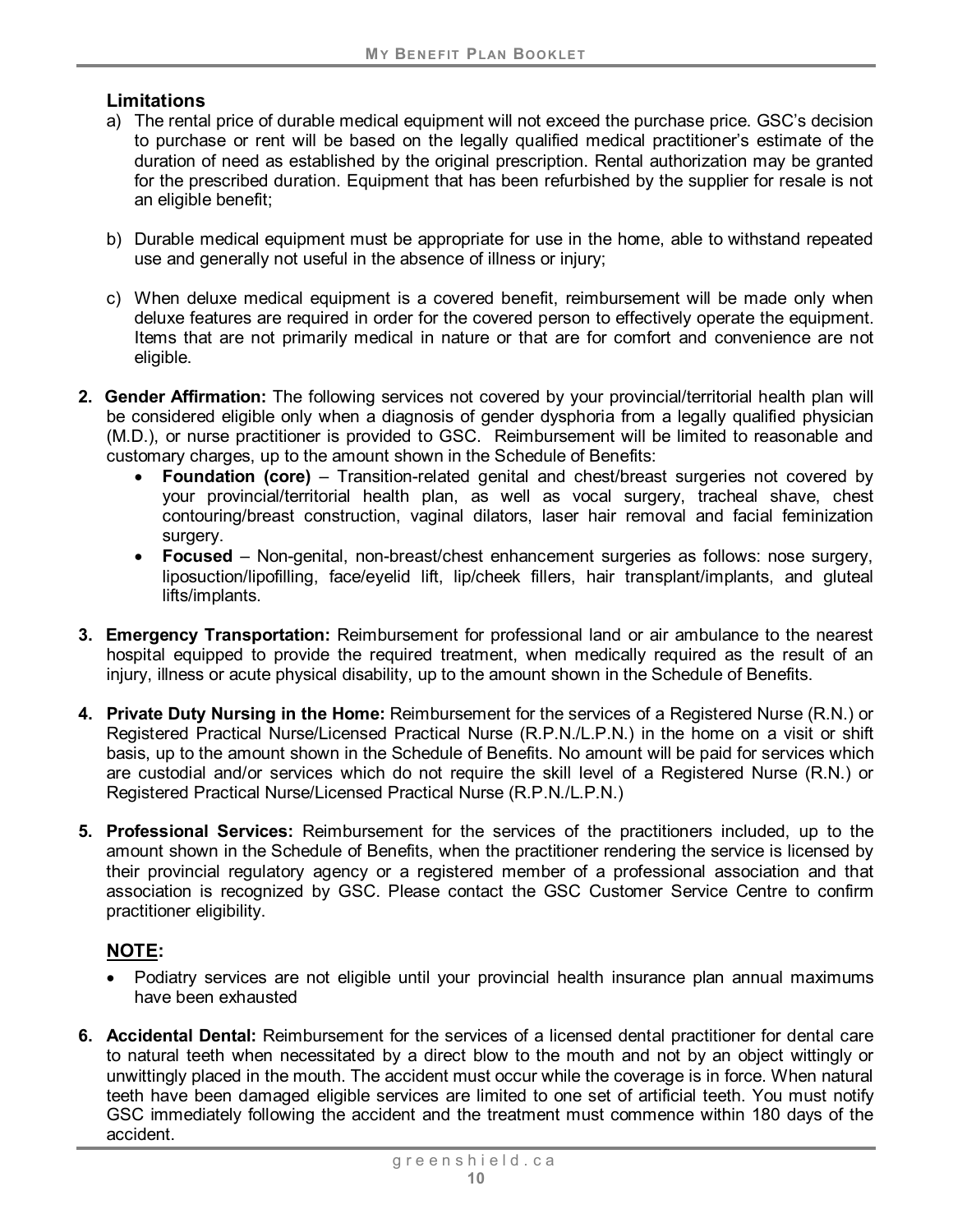### Limitations

a) The rental price of durable medical equipment will not exceed the purchase price. GSC's decision to purchase or rent will be based on the legally qualified medical practitioner's estimate of the duration of need as established by the original prescription. Rental authorization may be granted for the prescribed duration. Equipment that has been refurbished by the supplier for resale is not an eligible benefit;

b) Durable medical equipment must be appropriate for use in the home, able to withstand repeated use and generally not useful in the absence of illness or injury;

c) When deluxe medical equipment is a covered benefit, reimbursement will be made only when deluxe features are required in order for the covered person to effectively operate the equipment. Items that are not primarily medical in nature or that are for comfort and convenience are not eligible.

2. **Gender Affirmation:** The following services not covered by your provincial/territorial health plan will be considered eligible only when a diagnosis of gender dysphoria from a legally qualified physician (M.D.), or nurse practitioner is provided to GSC. Reimbursement will be limited to reasonable and customary charges, up to the amount shown in the Schedule of Benefits:
   - **Foundation (core)** – Transition-related genital and chest/breast surgeries not covered by your provincial/territorial health plan, as well as vocal surgery, tracheal shave, chest contouring/breast construction, vaginal dilators, laser hair removal and facial feminization surgery.
   - **Focused** – Non-genital, non-breast/chest enhancement surgeries as follows: nose surgery, liposuction/lipofilling, face/eyelid lift, lip/cheek fillers, hair transplant/implants, and gluteal lifts/implants.

3. **Emergency Transportation:** Reimbursement for professional land or air ambulance to the nearest hospital equipped to provide the required treatment, when medically required as the result of an injury, illness or acute physical disability, up to the amount shown in the Schedule of Benefits.

4. **Private Duty Nursing in the Home:** Reimbursement for the services of a Registered Nurse (R.N.) or Registered Practical Nurse/Licensed Practical Nurse (R.P.N./L.P.N.) in the home on a visit or shift basis, up to the amount shown in the Schedule of Benefits. No amount will be paid for services which are custodial and/or services which do not require the skill level of a Registered Nurse (R.N.) or Registered Practical Nurse/Licensed Practical Nurse (R.P.N./L.P.N.)

5. **Professional Services:** Reimbursement for the services of the practitioners included, up to the amount shown in the Schedule of Benefits, when the practitioner rendering the service is licensed by their provincial regulatory agency or a registered member of a professional association and that association is recognized by GSC. Please contact the GSC Customer Service Centre to confirm practitioner eligibility.

**NOTE:**

- Podiatry services are not eligible until your provincial health insurance plan annual maximums have been exhausted

6. **Accidental Dental:** Reimbursement for the services of a licensed dental practitioner for dental care to natural teeth when necessitated by a direct blow to the mouth and not by an object wittingly or unwittingly placed in the mouth. The accident must occur while the coverage is in force. When natural teeth have been damaged eligible services are limited to one set of artificial teeth. You must notify GSC immediately following the accident and the treatment must commence within 180 days of the accident.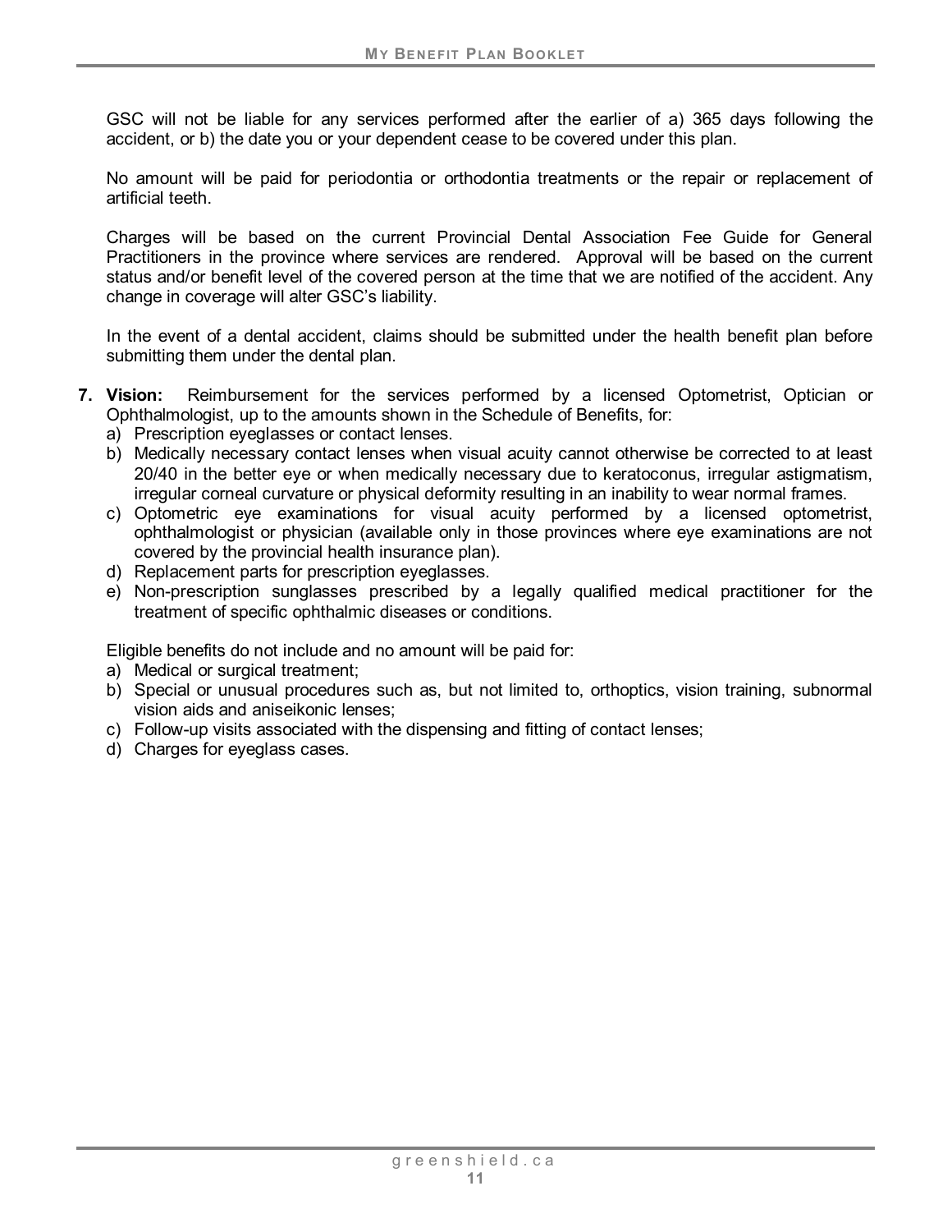GSC will not be liable for any services performed after the earlier of a) 365 days following the accident, or b) the date you or your dependent cease to be covered under this plan.

No amount will be paid for periodontia or orthodontia treatments or the repair or replacement of artificial teeth.

Charges will be based on the current Provincial Dental Association Fee Guide for General Practitioners in the province where services are rendered. Approval will be based on the current status and/or benefit level of the covered person at the time that we are notified of the accident. Any change in coverage will alter GSC's liability.

In the event of a dental accident, claims should be submitted under the health benefit plan before submitting them under the dental plan.

7. **Vision:** Reimbursement for the services performed by a licensed Optometrist, Optician or Ophthalmologist, up to the amounts shown in the Schedule of Benefits, for:
   a) Prescription eyeglasses or contact lenses.
   b) Medically necessary contact lenses when visual acuity cannot otherwise be corrected to at least 20/40 in the better eye or when medically necessary due to keratoconus, irregular astigmatism, irregular corneal curvature or physical deformity resulting in an inability to wear normal frames.
   c) Optometric eye examinations for visual acuity performed by a licensed optometrist, ophthalmologist or physician (available only in those provinces where eye examinations are not covered by the provincial health insurance plan).
   d) Replacement parts for prescription eyeglasses.
   e) Non-prescription sunglasses prescribed by a legally qualified medical practitioner for the treatment of specific ophthalmic diseases or conditions.

   Eligible benefits do not include and no amount will be paid for:
   a) Medical or surgical treatment;
   b) Special or unusual procedures such as, but not limited to, orthoptics, vision training, subnormal vision aids and aniseikonic lenses;
   c) Follow-up visits associated with the dispensing and fitting of contact lenses;
   d) Charges for eyeglass cases.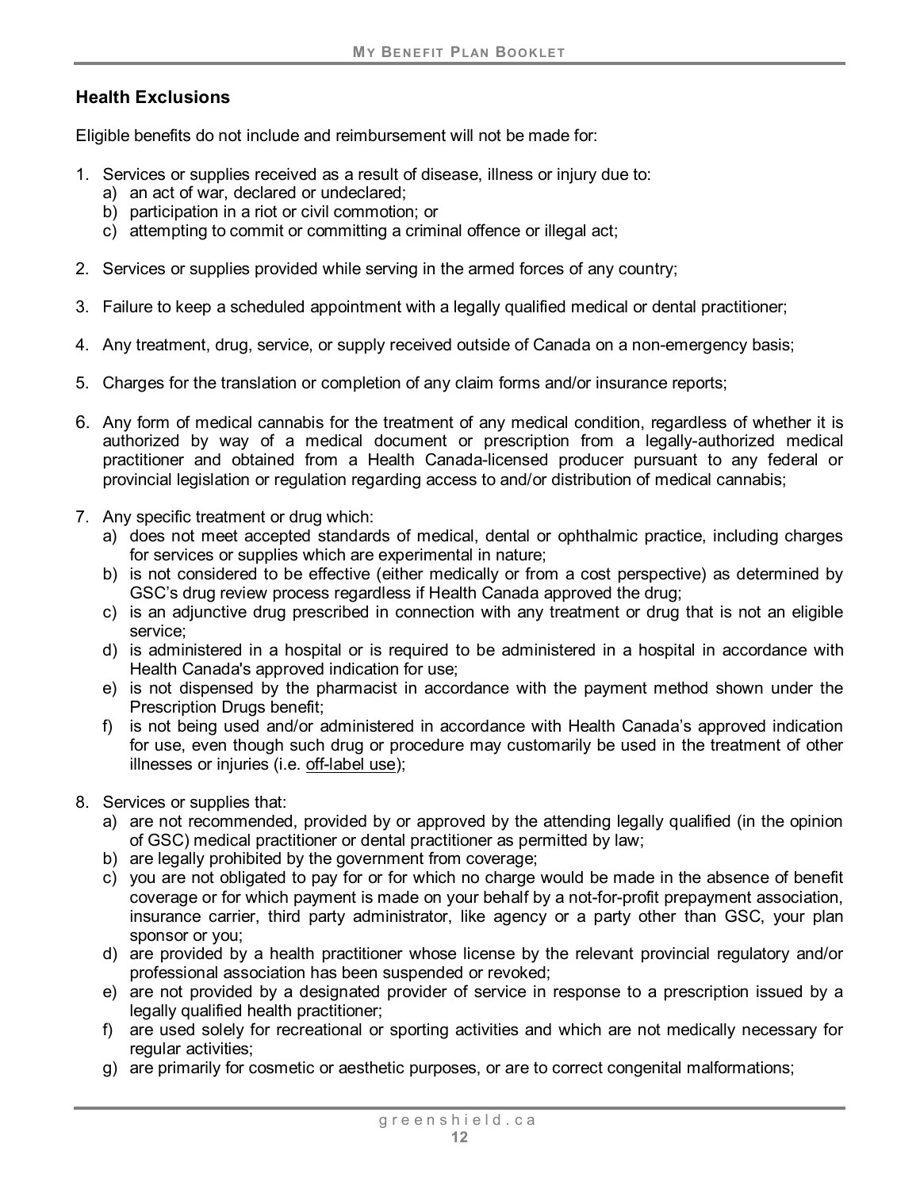## Health Exclusions

Eligible benefits do not include and reimbursement will not be made for:

1. Services or supplies received as a result of disease, illness or injury due to:
   a) an act of war, declared or undeclared;
   b) participation in a riot or civil commotion; or
   c) attempting to commit or committing a criminal offence or illegal act;

2. Services or supplies provided while serving in the armed forces of any country;

3. Failure to keep a scheduled appointment with a legally qualified medical or dental practitioner;

4. Any treatment, drug, service, or supply received outside of Canada on a non-emergency basis;

5. Charges for the translation or completion of any claim forms and/or insurance reports;

6. Any form of medical cannabis for the treatment of any medical condition, regardless of whether it is authorized by way of a medical document or prescription from a legally-authorized medical practitioner and obtained from a Health Canada-licensed producer pursuant to any federal or provincial legislation or regulation regarding access to and/or distribution of medical cannabis;

7. Any specific treatment or drug which:
   a) does not meet accepted standards of medical, dental or ophthalmic practice, including charges for services or supplies which are experimental in nature;
   b) is not considered to be effective (either medically or from a cost perspective) as determined by GSC's drug review process regardless if Health Canada approved the drug;
   c) is an adjunctive drug prescribed in connection with any treatment or drug that is not an eligible service;
   d) is administered in a hospital or is required to be administered in a hospital in accordance with Health Canada's approved indication for use;
   e) is not dispensed by the pharmacist in accordance with the payment method shown under the Prescription Drugs benefit;
   f) is not being used and/or administered in accordance with Health Canada's approved indication for use, even though such drug or procedure may customarily be used in the treatment of other illnesses or injuries (i.e. off-label use);

8. Services or supplies that:
   a) are not recommended, provided by or approved by the attending legally qualified (in the opinion of GSC) medical practitioner or dental practitioner as permitted by law;
   b) are legally prohibited by the government from coverage;
   c) you are not obligated to pay for or for which no charge would be made in the absence of benefit coverage or for which payment is made on your behalf by a not-for-profit prepayment association, insurance carrier, third party administrator, like agency or a party other than GSC, your plan sponsor or you;
   d) are provided by a health practitioner whose license by the relevant provincial regulatory and/or professional association has been suspended or revoked;
   e) are not provided by a designated provider of service in response to a prescription issued by a legally qualified health practitioner;
   f) are used solely for recreational or sporting activities and which are not medically necessary for regular activities;
   g) are primarily for cosmetic or aesthetic purposes, or are to correct congenital malformations;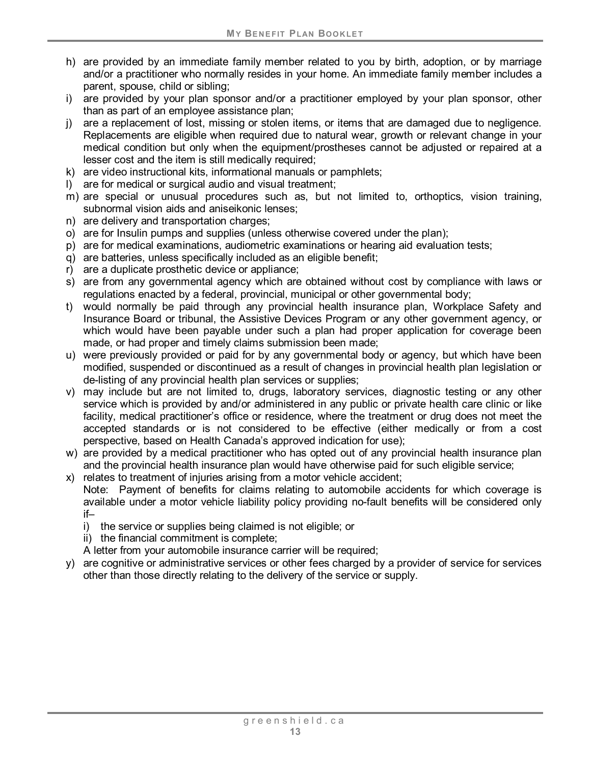h) are provided by an immediate family member related to you by birth, adoption, or by marriage and/or a practitioner who normally resides in your home. An immediate family member includes a parent, spouse, child or sibling;
i) are provided by your plan sponsor and/or a practitioner employed by your plan sponsor, other than as part of an employee assistance plan;
j) are a replacement of lost, missing or stolen items, or items that are damaged due to negligence. Replacements are eligible when required due to natural wear, growth or relevant change in your medical condition but only when the equipment/prostheses cannot be adjusted or repaired at a lesser cost and the item is still medically required;
k) are video instructional kits, informational manuals or pamphlets;
l) are for medical or surgical audio and visual treatment;
m) are special or unusual procedures such as, but not limited to, orthoptics, vision training, subnormal vision aids and aniseikonic lenses;
n) are delivery and transportation charges;
o) are for Insulin pumps and supplies (unless otherwise covered under the plan);
p) are for medical examinations, audiometric examinations or hearing aid evaluation tests;
q) are batteries, unless specifically included as an eligible benefit;
r) are a duplicate prosthetic device or appliance;
s) are from any governmental agency which are obtained without cost by compliance with laws or regulations enacted by a federal, provincial, municipal or other governmental body;
t) would normally be paid through any provincial health insurance plan, Workplace Safety and Insurance Board or tribunal, the Assistive Devices Program or any other government agency, or which would have been payable under such a plan had proper application for coverage been made, or had proper and timely claims submission been made;
u) were previously provided or paid for by any governmental body or agency, but which have been modified, suspended or discontinued as a result of changes in provincial health plan legislation or de-listing of any provincial health plan services or supplies;
v) may include but are not limited to, drugs, laboratory services, diagnostic testing or any other service which is provided by and/or administered in any public or private health care clinic or like facility, medical practitioner's office or residence, where the treatment or drug does not meet the accepted standards or is not considered to be effective (either medically or from a cost perspective, based on Health Canada's approved indication for use);
w) are provided by a medical practitioner who has opted out of any provincial health insurance plan and the provincial health insurance plan would have otherwise paid for such eligible service;
x) relates to treatment of injuries arising from a motor vehicle accident;
   Note: Payment of benefits for claims relating to automobile accidents for which coverage is available under a motor vehicle liability policy providing no-fault benefits will be considered only if–
   i) the service or supplies being claimed is not eligible; or
   ii) the financial commitment is complete;
   
   A letter from your automobile insurance carrier will be required;
y) are cognitive or administrative services or other fees charged by a provider of service for services other than those directly relating to the delivery of the service or supply.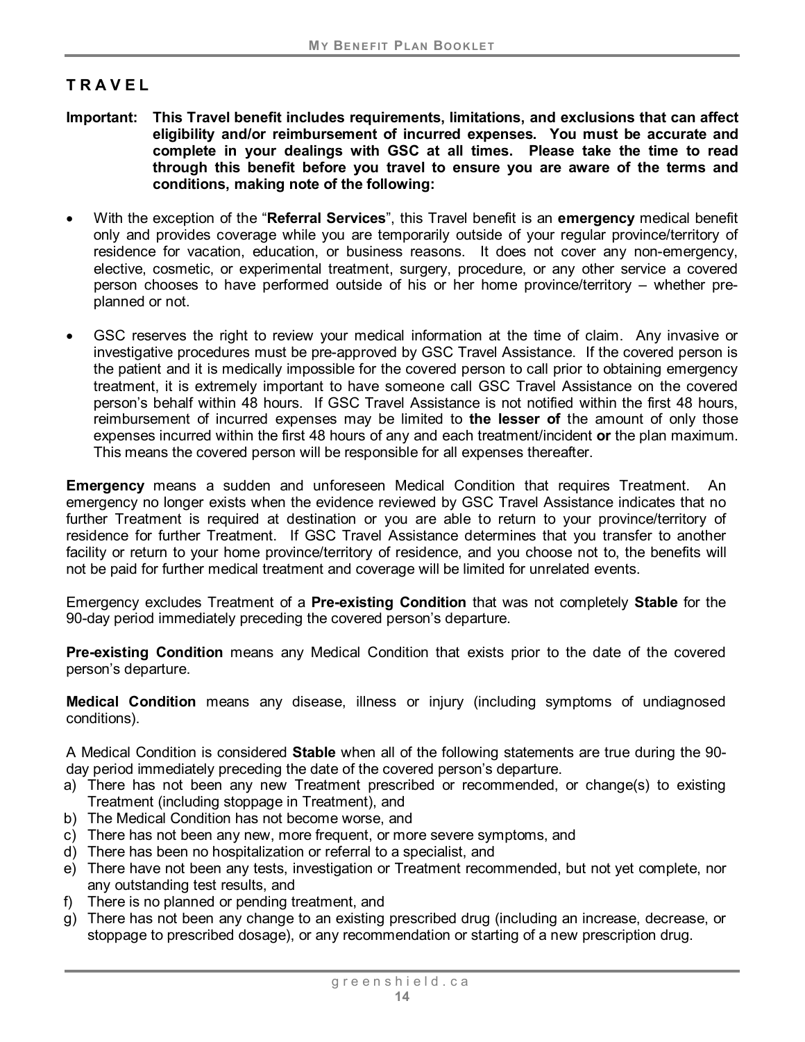## T R A V E L

**Important: This Travel benefit includes requirements, limitations, and exclusions that can affect eligibility and/or reimbursement of incurred expenses. You must be accurate and complete in your dealings with GSC at all times. Please take the time to read through this benefit before you travel to ensure you are aware of the terms and conditions, making note of the following:**

- With the exception of the "**Referral Services**", this Travel benefit is an **emergency** medical benefit only and provides coverage while you are temporarily outside of your regular province/territory of residence for vacation, education, or business reasons. It does not cover any non-emergency, elective, cosmetic, or experimental treatment, surgery, procedure, or any other service a covered person chooses to have performed outside of his or her home province/territory – whether pre-planned or not.
- GSC reserves the right to review your medical information at the time of claim. Any invasive or investigative procedures must be pre-approved by GSC Travel Assistance. If the covered person is the patient and it is medically impossible for the covered person to call prior to obtaining emergency treatment, it is extremely important to have someone call GSC Travel Assistance on the covered person's behalf within 48 hours. If GSC Travel Assistance is not notified within the first 48 hours, reimbursement of incurred expenses may be limited to **the lesser of** the amount of only those expenses incurred within the first 48 hours of any and each treatment/incident **or** the plan maximum. This means the covered person will be responsible for all expenses thereafter.

**Emergency** means a sudden and unforeseen Medical Condition that requires Treatment. An emergency no longer exists when the evidence reviewed by GSC Travel Assistance indicates that no further Treatment is required at destination or you are able to return to your province/territory of residence for further Treatment. If GSC Travel Assistance determines that you transfer to another facility or return to your home province/territory of residence, and you choose not to, the benefits will not be paid for further medical treatment and coverage will be limited for unrelated events.

Emergency excludes Treatment of a **Pre-existing Condition** that was not completely **Stable** for the 90-day period immediately preceding the covered person's departure.

**Pre-existing Condition** means any Medical Condition that exists prior to the date of the covered person's departure.

**Medical Condition** means any disease, illness or injury (including symptoms of undiagnosed conditions).

A Medical Condition is considered **Stable** when all of the following statements are true during the 90-day period immediately preceding the date of the covered person's departure.

a) There has not been any new Treatment prescribed or recommended, or change(s) to existing Treatment (including stoppage in Treatment), and
b) The Medical Condition has not become worse, and
c) There has not been any new, more frequent, or more severe symptoms, and
d) There has been no hospitalization or referral to a specialist, and
e) There have not been any tests, investigation or Treatment recommended, but not yet complete, nor any outstanding test results, and
f) There is no planned or pending treatment, and
g) There has not been any change to an existing prescribed drug (including an increase, decrease, or stoppage to prescribed dosage), or any recommendation or starting of a new prescription drug.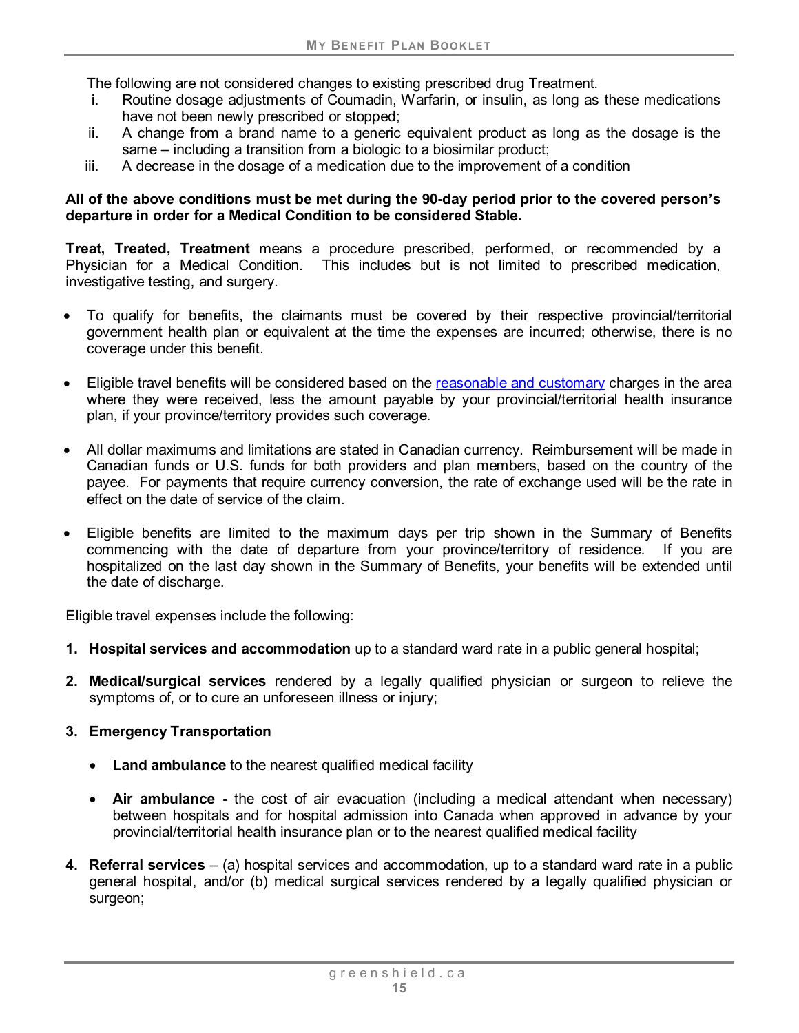The following are not considered changes to existing prescribed drug Treatment.

i. Routine dosage adjustments of Coumadin, Warfarin, or insulin, as long as these medications have not been newly prescribed or stopped;
ii. A change from a brand name to a generic equivalent product as long as the dosage is the same – including a transition from a biologic to a biosimilar product;
iii. A decrease in the dosage of a medication due to the improvement of a condition

**All of the above conditions must be met during the 90-day period prior to the covered person's departure in order for a Medical Condition to be considered Stable.**

**Treat, Treated, Treatment** means a procedure prescribed, performed, or recommended by a Physician for a Medical Condition. This includes but is not limited to prescribed medication, investigative testing, and surgery.

- To qualify for benefits, the claimants must be covered by their respective provincial/territorial government health plan or equivalent at the time the expenses are incurred; otherwise, there is no coverage under this benefit.

- Eligible travel benefits will be considered based on the reasonable and customary charges in the area where they were received, less the amount payable by your provincial/territorial health insurance plan, if your province/territory provides such coverage.

- All dollar maximums and limitations are stated in Canadian currency. Reimbursement will be made in Canadian funds or U.S. funds for both providers and plan members, based on the country of the payee. For payments that require currency conversion, the rate of exchange used will be the rate in effect on the date of service of the claim.

- Eligible benefits are limited to the maximum days per trip shown in the Summary of Benefits commencing with the date of departure from your province/territory of residence. If you are hospitalized on the last day shown in the Summary of Benefits, your benefits will be extended until the date of discharge.

Eligible travel expenses include the following:

1. **Hospital services and accommodation** up to a standard ward rate in a public general hospital;

2. **Medical/surgical services** rendered by a legally qualified physician or surgeon to relieve the symptoms of, or to cure an unforeseen illness or injury;

3. **Emergency Transportation**

   - **Land ambulance** to the nearest qualified medical facility

   - **Air ambulance -** the cost of air evacuation (including a medical attendant when necessary) between hospitals and for hospital admission into Canada when approved in advance by your provincial/territorial health insurance plan or to the nearest qualified medical facility

4. **Referral services** – (a) hospital services and accommodation, up to a standard ward rate in a public general hospital, and/or (b) medical surgical services rendered by a legally qualified physician or surgeon;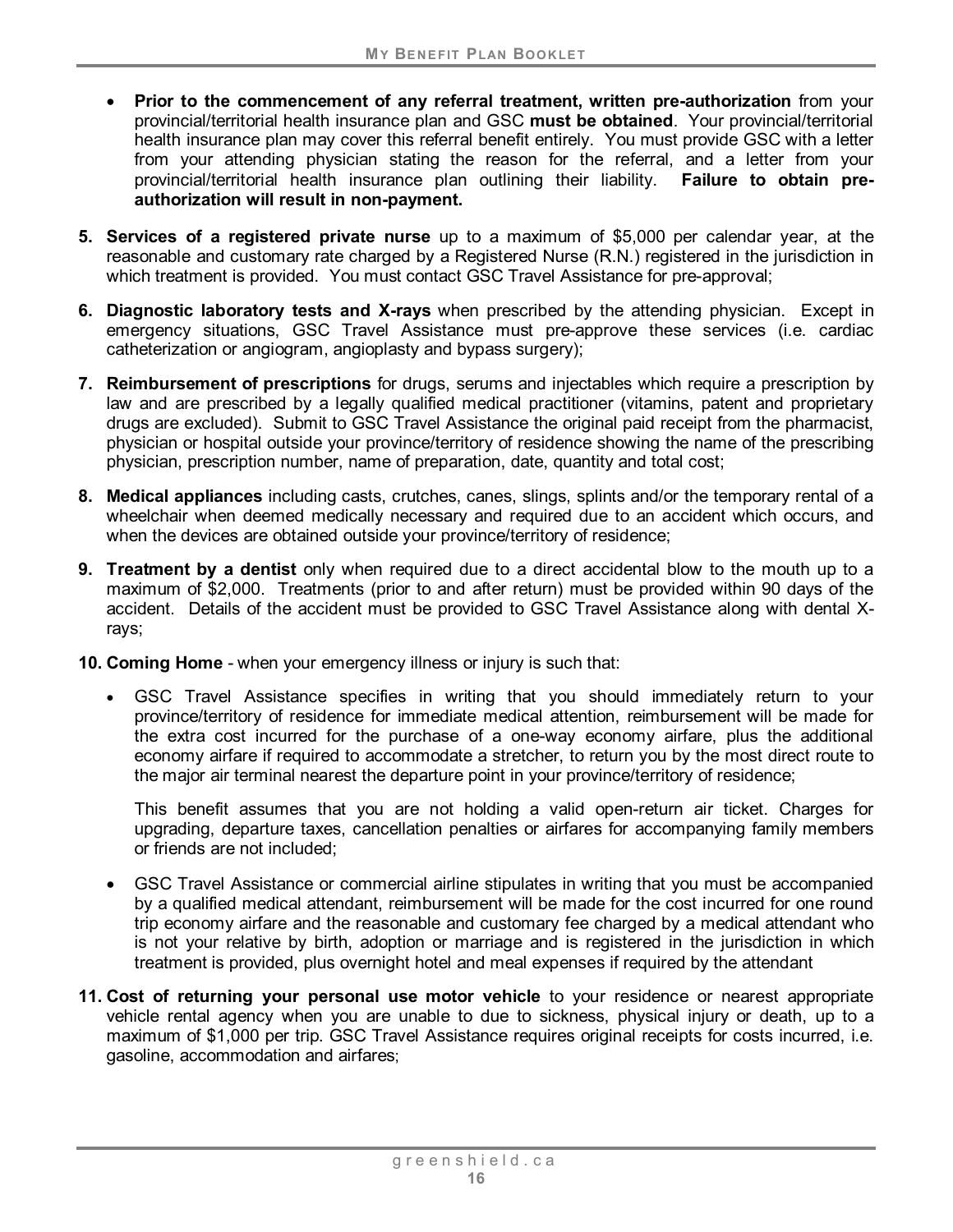- **Prior to the commencement of any referral treatment, written pre-authorization** from your provincial/territorial health insurance plan and GSC **must be obtained**. Your provincial/territorial health insurance plan may cover this referral benefit entirely. You must provide GSC with a letter from your attending physician stating the reason for the referral, and a letter from your provincial/territorial health insurance plan outlining their liability. **Failure to obtain pre-authorization will result in non-payment.**

5. **Services of a registered private nurse** up to a maximum of $5,000 per calendar year, at the reasonable and customary rate charged by a Registered Nurse (R.N.) registered in the jurisdiction in which treatment is provided. You must contact GSC Travel Assistance for pre-approval;

6. **Diagnostic laboratory tests and X-rays** when prescribed by the attending physician. Except in emergency situations, GSC Travel Assistance must pre-approve these services (i.e. cardiac catheterization or angiogram, angioplasty and bypass surgery);

7. **Reimbursement of prescriptions** for drugs, serums and injectables which require a prescription by law and are prescribed by a legally qualified medical practitioner (vitamins, patent and proprietary drugs are excluded). Submit to GSC Travel Assistance the original paid receipt from the pharmacist, physician or hospital outside your province/territory of residence showing the name of the prescribing physician, prescription number, name of preparation, date, quantity and total cost;

8. **Medical appliances** including casts, crutches, canes, slings, splints and/or the temporary rental of a wheelchair when deemed medically necessary and required due to an accident which occurs, and when the devices are obtained outside your province/territory of residence;

9. **Treatment by a dentist** only when required due to a direct accidental blow to the mouth up to a maximum of $2,000. Treatments (prior to and after return) must be provided within 90 days of the accident. Details of the accident must be provided to GSC Travel Assistance along with dental X-rays;

10. **Coming Home** - when your emergency illness or injury is such that:

    - GSC Travel Assistance specifies in writing that you should immediately return to your province/territory of residence for immediate medical attention, reimbursement will be made for the extra cost incurred for the purchase of a one-way economy airfare, plus the additional economy airfare if required to accommodate a stretcher, to return you by the most direct route to the major air terminal nearest the departure point in your province/territory of residence;

      This benefit assumes that you are not holding a valid open-return air ticket. Charges for upgrading, departure taxes, cancellation penalties or airfares for accompanying family members or friends are not included;

    - GSC Travel Assistance or commercial airline stipulates in writing that you must be accompanied by a qualified medical attendant, reimbursement will be made for the cost incurred for one round trip economy airfare and the reasonable and customary fee charged by a medical attendant who is not your relative by birth, adoption or marriage and is registered in the jurisdiction in which treatment is provided, plus overnight hotel and meal expenses if required by the attendant

11. **Cost of returning your personal use motor vehicle** to your residence or nearest appropriate vehicle rental agency when you are unable to due to sickness, physical injury or death, up to a maximum of $1,000 per trip. GSC Travel Assistance requires original receipts for costs incurred, i.e. gasoline, accommodation and airfares;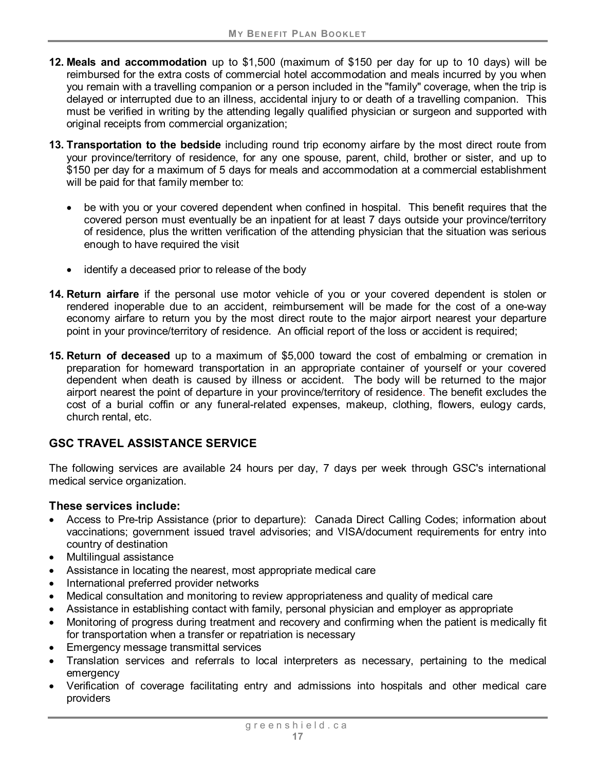12. **Meals and accommodation** up to $1,500 (maximum of $150 per day for up to 10 days) will be reimbursed for the extra costs of commercial hotel accommodation and meals incurred by you when you remain with a travelling companion or a person included in the "family" coverage, when the trip is delayed or interrupted due to an illness, accidental injury to or death of a travelling companion. This must be verified in writing by the attending legally qualified physician or surgeon and supported with original receipts from commercial organization;

13. **Transportation to the bedside** including round trip economy airfare by the most direct route from your province/territory of residence, for any one spouse, parent, child, brother or sister, and up to $150 per day for a maximum of 5 days for meals and accommodation at a commercial establishment will be paid for that family member to:

    - be with you or your covered dependent when confined in hospital. This benefit requires that the covered person must eventually be an inpatient for at least 7 days outside your province/territory of residence, plus the written verification of the attending physician that the situation was serious enough to have required the visit

    - identify a deceased prior to release of the body

14. **Return airfare** if the personal use motor vehicle of you or your covered dependent is stolen or rendered inoperable due to an accident, reimbursement will be made for the cost of a one-way economy airfare to return you by the most direct route to the major airport nearest your departure point in your province/territory of residence. An official report of the loss or accident is required;

15. **Return of deceased** up to a maximum of $5,000 toward the cost of embalming or cremation in preparation for homeward transportation in an appropriate container of yourself or your covered dependent when death is caused by illness or accident. The body will be returned to the major airport nearest the point of departure in your province/territory of residence. The benefit excludes the cost of a burial coffin or any funeral-related expenses, makeup, clothing, flowers, eulogy cards, church rental, etc.

## GSC TRAVEL ASSISTANCE SERVICE

The following services are available 24 hours per day, 7 days per week through GSC's international medical service organization.

### These services include:

- Access to Pre-trip Assistance (prior to departure): Canada Direct Calling Codes; information about vaccinations; government issued travel advisories; and VISA/document requirements for entry into country of destination
- Multilingual assistance
- Assistance in locating the nearest, most appropriate medical care
- International preferred provider networks
- Medical consultation and monitoring to review appropriateness and quality of medical care
- Assistance in establishing contact with family, personal physician and employer as appropriate
- Monitoring of progress during treatment and recovery and confirming when the patient is medically fit for transportation when a transfer or repatriation is necessary
- Emergency message transmittal services
- Translation services and referrals to local interpreters as necessary, pertaining to the medical emergency
- Verification of coverage facilitating entry and admissions into hospitals and other medical care providers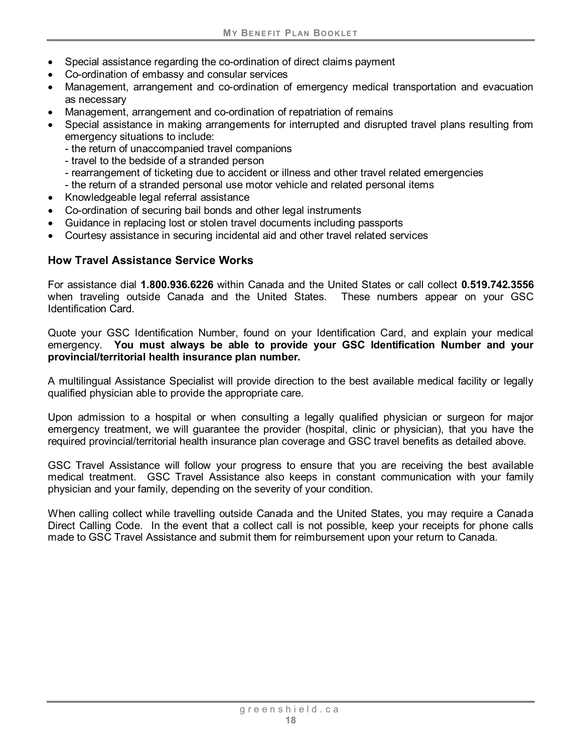- Special assistance regarding the co-ordination of direct claims payment
- Co-ordination of embassy and consular services
- Management, arrangement and co-ordination of emergency medical transportation and evacuation as necessary
- Management, arrangement and co-ordination of repatriation of remains
- Special assistance in making arrangements for interrupted and disrupted travel plans resulting from emergency situations to include:
  - the return of unaccompanied travel companions
  - travel to the bedside of a stranded person
  - rearrangement of ticketing due to accident or illness and other travel related emergencies
  - the return of a stranded personal use motor vehicle and related personal items
- Knowledgeable legal referral assistance
- Co-ordination of securing bail bonds and other legal instruments
- Guidance in replacing lost or stolen travel documents including passports
- Courtesy assistance in securing incidental aid and other travel related services

### How Travel Assistance Service Works

For assistance dial **1.800.936.6226** within Canada and the United States or call collect **0.519.742.3556** when traveling outside Canada and the United States. These numbers appear on your GSC Identification Card.

Quote your GSC Identification Number, found on your Identification Card, and explain your medical emergency. **You must always be able to provide your GSC Identification Number and your provincial/territorial health insurance plan number.**

A multilingual Assistance Specialist will provide direction to the best available medical facility or legally qualified physician able to provide the appropriate care.

Upon admission to a hospital or when consulting a legally qualified physician or surgeon for major emergency treatment, we will guarantee the provider (hospital, clinic or physician), that you have the required provincial/territorial health insurance plan coverage and GSC travel benefits as detailed above.

GSC Travel Assistance will follow your progress to ensure that you are receiving the best available medical treatment. GSC Travel Assistance also keeps in constant communication with your family physician and your family, depending on the severity of your condition.

When calling collect while travelling outside Canada and the United States, you may require a Canada Direct Calling Code. In the event that a collect call is not possible, keep your receipts for phone calls made to GSC Travel Assistance and submit them for reimbursement upon your return to Canada.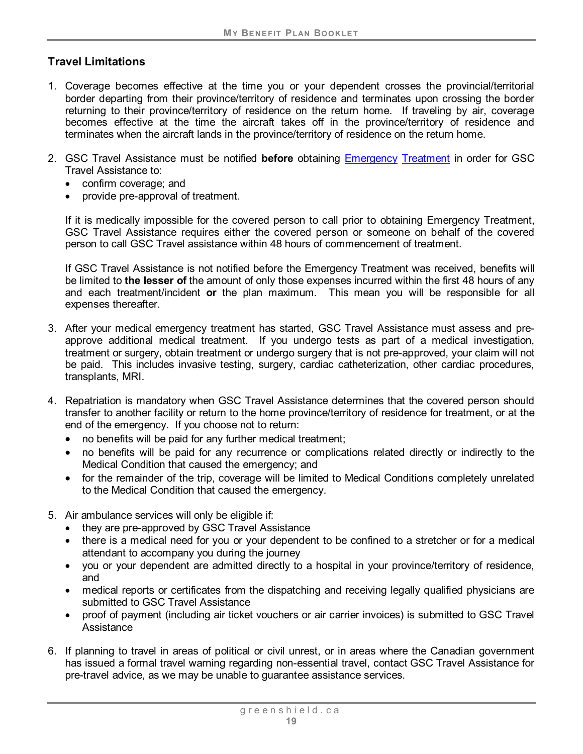## Travel Limitations

1. Coverage becomes effective at the time you or your dependent crosses the provincial/territorial border departing from their province/territory of residence and terminates upon crossing the border returning to their province/territory of residence on the return home. If traveling by air, coverage becomes effective at the time the aircraft takes off in the province/territory of residence and terminates when the aircraft lands in the province/territory of residence on the return home.

2. GSC Travel Assistance must be notified **before** obtaining Emergency Treatment in order for GSC Travel Assistance to:
   - confirm coverage; and
   - provide pre-approval of treatment.

   If it is medically impossible for the covered person to call prior to obtaining Emergency Treatment, GSC Travel Assistance requires either the covered person or someone on behalf of the covered person to call GSC Travel assistance within 48 hours of commencement of treatment.

   If GSC Travel Assistance is not notified before the Emergency Treatment was received, benefits will be limited to **the lesser of** the amount of only those expenses incurred within the first 48 hours of any and each treatment/incident **or** the plan maximum. This mean you will be responsible for all expenses thereafter.

3. After your medical emergency treatment has started, GSC Travel Assistance must assess and pre-approve additional medical treatment. If you undergo tests as part of a medical investigation, treatment or surgery, obtain treatment or undergo surgery that is not pre-approved, your claim will not be paid. This includes invasive testing, surgery, cardiac catheterization, other cardiac procedures, transplants, MRI.

4. Repatriation is mandatory when GSC Travel Assistance determines that the covered person should transfer to another facility or return to the home province/territory of residence for treatment, or at the end of the emergency. If you choose not to return:
   - no benefits will be paid for any further medical treatment;
   - no benefits will be paid for any recurrence or complications related directly or indirectly to the Medical Condition that caused the emergency; and
   - for the remainder of the trip, coverage will be limited to Medical Conditions completely unrelated to the Medical Condition that caused the emergency.

5. Air ambulance services will only be eligible if:
   - they are pre-approved by GSC Travel Assistance
   - there is a medical need for you or your dependent to be confined to a stretcher or for a medical attendant to accompany you during the journey
   - you or your dependent are admitted directly to a hospital in your province/territory of residence, and
   - medical reports or certificates from the dispatching and receiving legally qualified physicians are submitted to GSC Travel Assistance
   - proof of payment (including air ticket vouchers or air carrier invoices) is submitted to GSC Travel Assistance

6. If planning to travel in areas of political or civil unrest, or in areas where the Canadian government has issued a formal travel warning regarding non-essential travel, contact GSC Travel Assistance for pre-travel advice, as we may be unable to guarantee assistance services.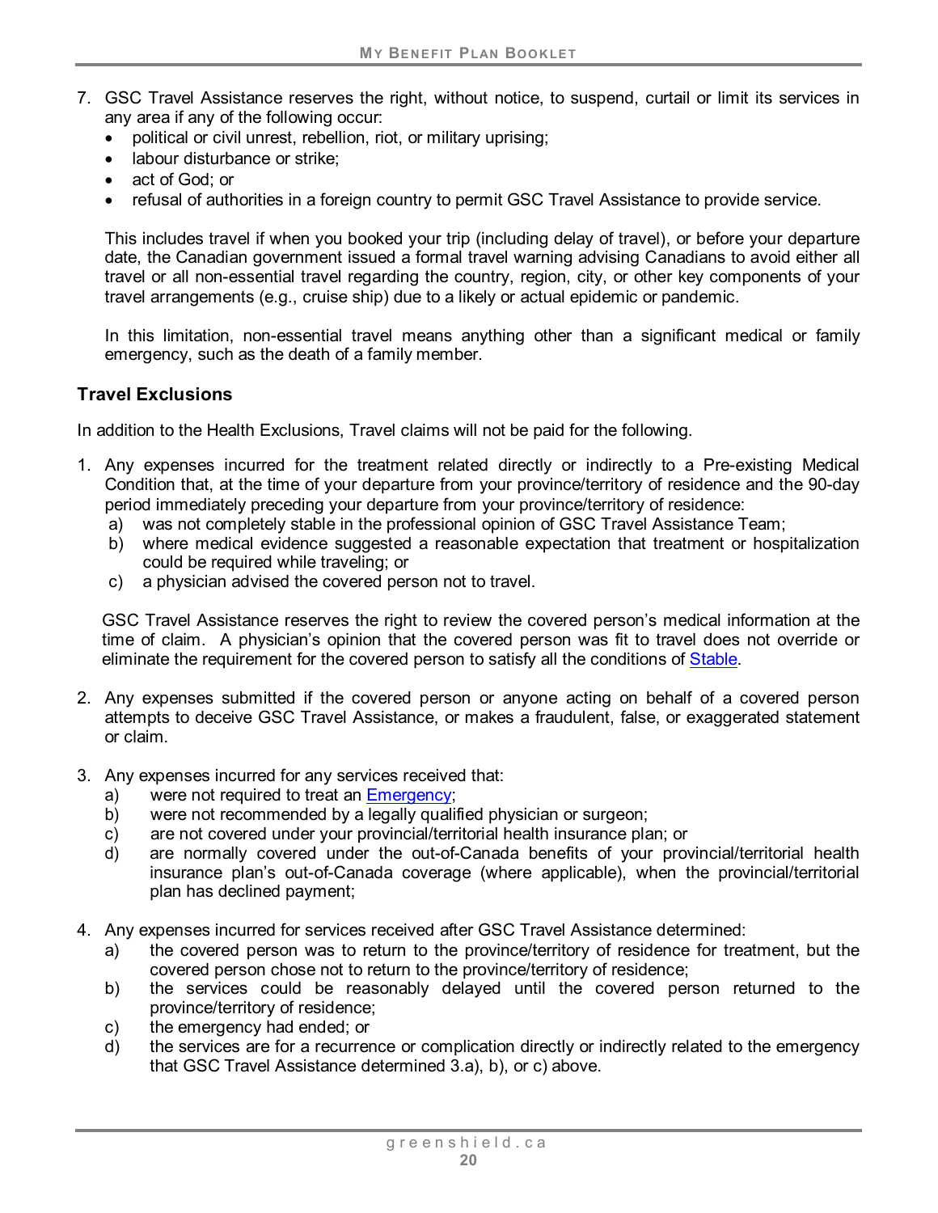7. GSC Travel Assistance reserves the right, without notice, to suspend, curtail or limit its services in any area if any of the following occur:
   - political or civil unrest, rebellion, riot, or military uprising;
   - labour disturbance or strike;
   - act of God; or
   - refusal of authorities in a foreign country to permit GSC Travel Assistance to provide service.

   This includes travel if when you booked your trip (including delay of travel), or before your departure date, the Canadian government issued a formal travel warning advising Canadians to avoid either all travel or all non-essential travel regarding the country, region, city, or other key components of your travel arrangements (e.g., cruise ship) due to a likely or actual epidemic or pandemic.

   In this limitation, non-essential travel means anything other than a significant medical or family emergency, such as the death of a family member.

### Travel Exclusions

In addition to the Health Exclusions, Travel claims will not be paid for the following.

1. Any expenses incurred for the treatment related directly or indirectly to a Pre-existing Medical Condition that, at the time of your departure from your province/territory of residence and the 90-day period immediately preceding your departure from your province/territory of residence:
   a) was not completely stable in the professional opinion of GSC Travel Assistance Team;
   b) where medical evidence suggested a reasonable expectation that treatment or hospitalization could be required while traveling; or
   c) a physician advised the covered person not to travel.

   GSC Travel Assistance reserves the right to review the covered person's medical information at the time of claim. A physician's opinion that the covered person was fit to travel does not override or eliminate the requirement for the covered person to satisfy all the conditions of Stable.

2. Any expenses submitted if the covered person or anyone acting on behalf of a covered person attempts to deceive GSC Travel Assistance, or makes a fraudulent, false, or exaggerated statement or claim.

3. Any expenses incurred for any services received that:
   a) were not required to treat an Emergency;
   b) were not recommended by a legally qualified physician or surgeon;
   c) are not covered under your provincial/territorial health insurance plan; or
   d) are normally covered under the out-of-Canada benefits of your provincial/territorial health insurance plan's out-of-Canada coverage (where applicable), when the provincial/territorial plan has declined payment;

4. Any expenses incurred for services received after GSC Travel Assistance determined:
   a) the covered person was to return to the province/territory of residence for treatment, but the covered person chose not to return to the province/territory of residence;
   b) the services could be reasonably delayed until the covered person returned to the province/territory of residence;
   c) the emergency had ended; or
   d) the services are for a recurrence or complication directly or indirectly related to the emergency that GSC Travel Assistance determined 3.a), b), or c) above.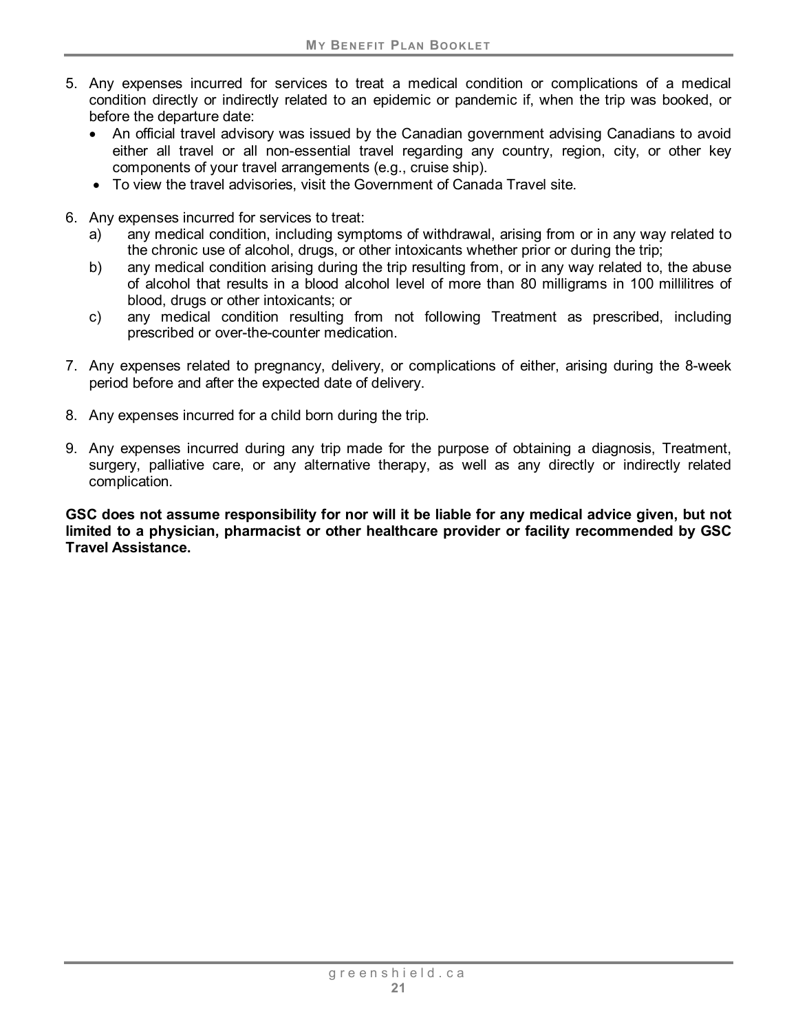5. Any expenses incurred for services to treat a medical condition or complications of a medical condition directly or indirectly related to an epidemic or pandemic if, when the trip was booked, or before the departure date:
   - An official travel advisory was issued by the Canadian government advising Canadians to avoid either all travel or all non-essential travel regarding any country, region, city, or other key components of your travel arrangements (e.g., cruise ship).
   - To view the travel advisories, visit the Government of Canada Travel site.

6. Any expenses incurred for services to treat:
   a) any medical condition, including symptoms of withdrawal, arising from or in any way related to the chronic use of alcohol, drugs, or other intoxicants whether prior or during the trip;
   b) any medical condition arising during the trip resulting from, or in any way related to, the abuse of alcohol that results in a blood alcohol level of more than 80 milligrams in 100 millilitres of blood, drugs or other intoxicants; or
   c) any medical condition resulting from not following Treatment as prescribed, including prescribed or over-the-counter medication.

7. Any expenses related to pregnancy, delivery, or complications of either, arising during the 8-week period before and after the expected date of delivery.

8. Any expenses incurred for a child born during the trip.

9. Any expenses incurred during any trip made for the purpose of obtaining a diagnosis, Treatment, surgery, palliative care, or any alternative therapy, as well as any directly or indirectly related complication.

**GSC does not assume responsibility for nor will it be liable for any medical advice given, but not limited to a physician, pharmacist or other healthcare provider or facility recommended by GSC Travel Assistance.**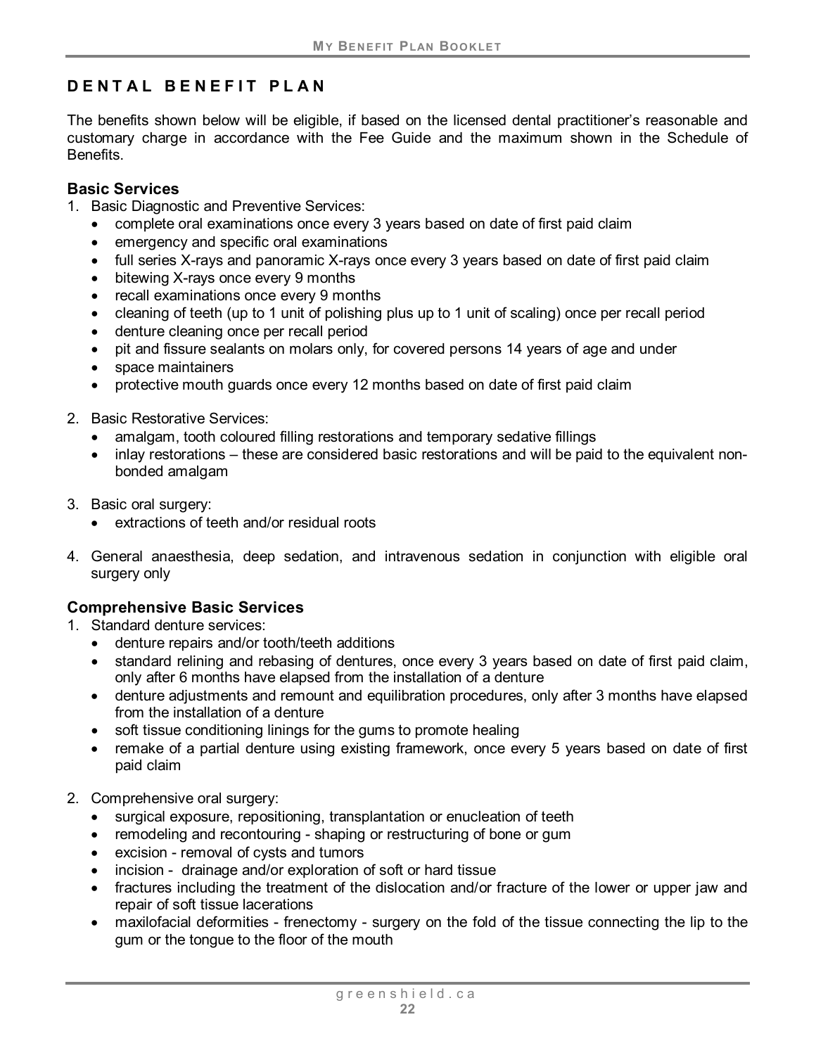## DENTAL BENEFIT PLAN

The benefits shown below will be eligible, if based on the licensed dental practitioner's reasonable and customary charge in accordance with the Fee Guide and the maximum shown in the Schedule of Benefits.

### Basic Services

1. Basic Diagnostic and Preventive Services:
   - complete oral examinations once every 3 years based on date of first paid claim
   - emergency and specific oral examinations
   - full series X-rays and panoramic X-rays once every 3 years based on date of first paid claim
   - bitewing X-rays once every 9 months
   - recall examinations once every 9 months
   - cleaning of teeth (up to 1 unit of polishing plus up to 1 unit of scaling) once per recall period
   - denture cleaning once per recall period
   - pit and fissure sealants on molars only, for covered persons 14 years of age and under
   - space maintainers
   - protective mouth guards once every 12 months based on date of first paid claim

2. Basic Restorative Services:
   - amalgam, tooth coloured filling restorations and temporary sedative fillings
   - inlay restorations – these are considered basic restorations and will be paid to the equivalent non-bonded amalgam

3. Basic oral surgery:
   - extractions of teeth and/or residual roots

4. General anaesthesia, deep sedation, and intravenous sedation in conjunction with eligible oral surgery only

### Comprehensive Basic Services

1. Standard denture services:
   - denture repairs and/or tooth/teeth additions
   - standard relining and rebasing of dentures, once every 3 years based on date of first paid claim, only after 6 months have elapsed from the installation of a denture
   - denture adjustments and remount and equilibration procedures, only after 3 months have elapsed from the installation of a denture
   - soft tissue conditioning linings for the gums to promote healing
   - remake of a partial denture using existing framework, once every 5 years based on date of first paid claim

2. Comprehensive oral surgery:
   - surgical exposure, repositioning, transplantation or enucleation of teeth
   - remodeling and recontouring - shaping or restructuring of bone or gum
   - excision - removal of cysts and tumors
   - incision - drainage and/or exploration of soft or hard tissue
   - fractures including the treatment of the dislocation and/or fracture of the lower or upper jaw and repair of soft tissue lacerations
   - maxilofacial deformities - frenectomy - surgery on the fold of the tissue connecting the lip to the gum or the tongue to the floor of the mouth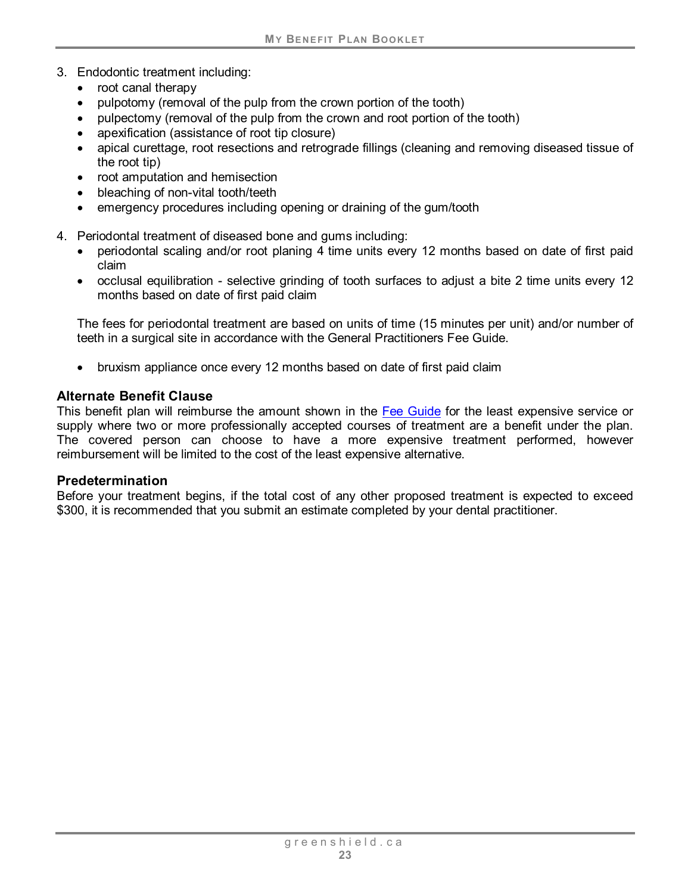3. Endodontic treatment including:
   - root canal therapy
   - pulpotomy (removal of the pulp from the crown portion of the tooth)
   - pulpectomy (removal of the pulp from the crown and root portion of the tooth)
   - apexification (assistance of root tip closure)
   - apical curettage, root resections and retrograde fillings (cleaning and removing diseased tissue of the root tip)
   - root amputation and hemisection
   - bleaching of non-vital tooth/teeth
   - emergency procedures including opening or draining of the gum/tooth

4. Periodontal treatment of diseased bone and gums including:
   - periodontal scaling and/or root planing 4 time units every 12 months based on date of first paid claim
   - occlusal equilibration - selective grinding of tooth surfaces to adjust a bite 2 time units every 12 months based on date of first paid claim

   The fees for periodontal treatment are based on units of time (15 minutes per unit) and/or number of teeth in a surgical site in accordance with the General Practitioners Fee Guide.

   - bruxism appliance once every 12 months based on date of first paid claim

### Alternate Benefit Clause

This benefit plan will reimburse the amount shown in the Fee Guide for the least expensive service or supply where two or more professionally accepted courses of treatment are a benefit under the plan. The covered person can choose to have a more expensive treatment performed, however reimbursement will be limited to the cost of the least expensive alternative.

### Predetermination

Before your treatment begins, if the total cost of any other proposed treatment is expected to exceed $300, it is recommended that you submit an estimate completed by your dental practitioner.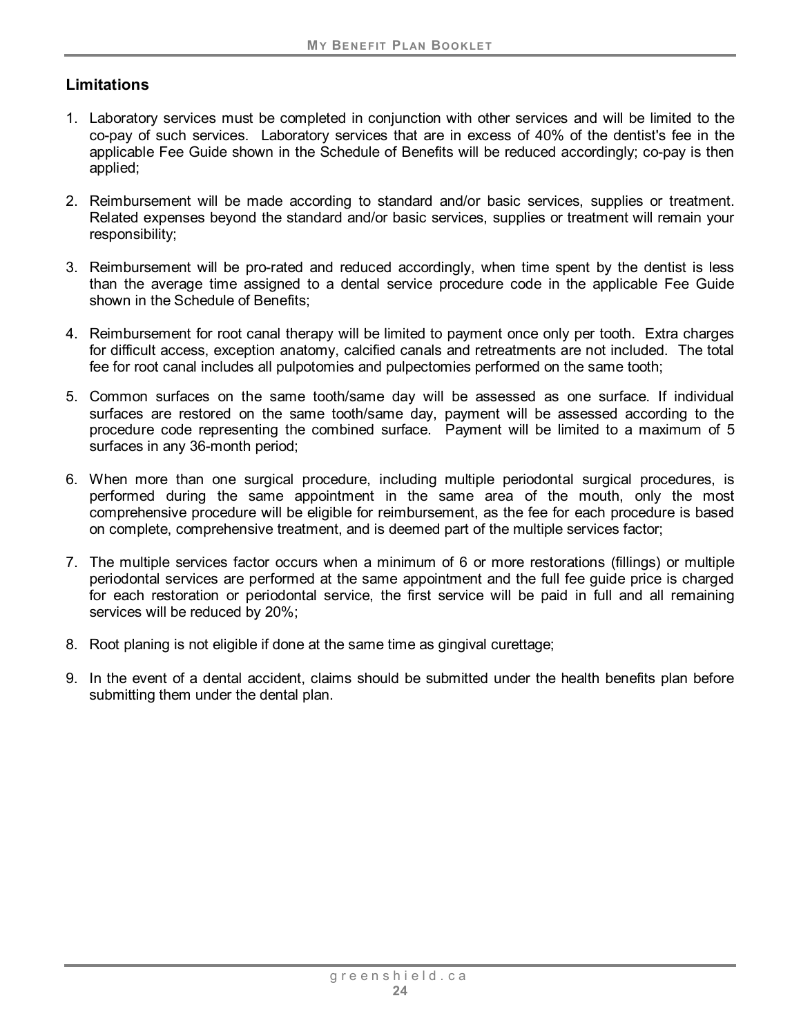## Limitations

1. Laboratory services must be completed in conjunction with other services and will be limited to the co-pay of such services. Laboratory services that are in excess of 40% of the dentist's fee in the applicable Fee Guide shown in the Schedule of Benefits will be reduced accordingly; co-pay is then applied;

2. Reimbursement will be made according to standard and/or basic services, supplies or treatment. Related expenses beyond the standard and/or basic services, supplies or treatment will remain your responsibility;

3. Reimbursement will be pro-rated and reduced accordingly, when time spent by the dentist is less than the average time assigned to a dental service procedure code in the applicable Fee Guide shown in the Schedule of Benefits;

4. Reimbursement for root canal therapy will be limited to payment once only per tooth. Extra charges for difficult access, exception anatomy, calcified canals and retreatments are not included. The total fee for root canal includes all pulpotomies and pulpectomies performed on the same tooth;

5. Common surfaces on the same tooth/same day will be assessed as one surface. If individual surfaces are restored on the same tooth/same day, payment will be assessed according to the procedure code representing the combined surface. Payment will be limited to a maximum of 5 surfaces in any 36-month period;

6. When more than one surgical procedure, including multiple periodontal surgical procedures, is performed during the same appointment in the same area of the mouth, only the most comprehensive procedure will be eligible for reimbursement, as the fee for each procedure is based on complete, comprehensive treatment, and is deemed part of the multiple services factor;

7. The multiple services factor occurs when a minimum of 6 or more restorations (fillings) or multiple periodontal services are performed at the same appointment and the full fee guide price is charged for each restoration or periodontal service, the first service will be paid in full and all remaining services will be reduced by 20%;

8. Root planing is not eligible if done at the same time as gingival curettage;

9. In the event of a dental accident, claims should be submitted under the health benefits plan before submitting them under the dental plan.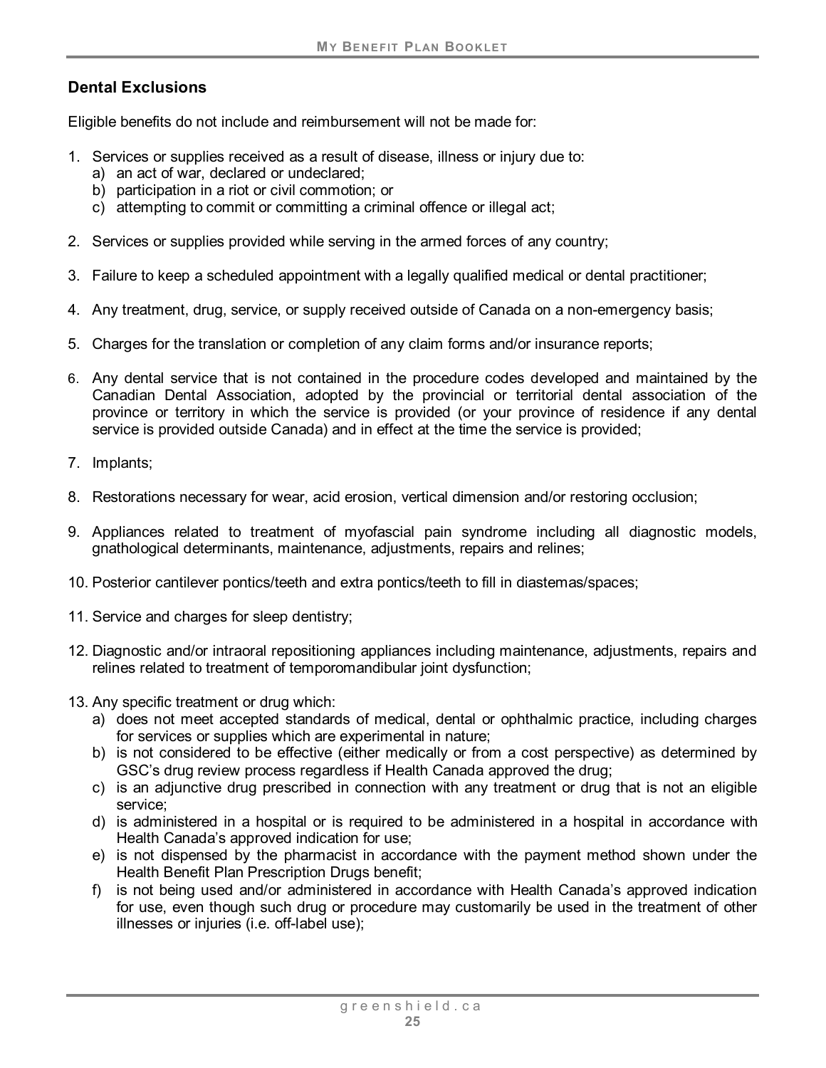## Dental Exclusions

Eligible benefits do not include and reimbursement will not be made for:

1. Services or supplies received as a result of disease, illness or injury due to:
   a) an act of war, declared or undeclared;
   b) participation in a riot or civil commotion; or
   c) attempting to commit or committing a criminal offence or illegal act;

2. Services or supplies provided while serving in the armed forces of any country;

3. Failure to keep a scheduled appointment with a legally qualified medical or dental practitioner;

4. Any treatment, drug, service, or supply received outside of Canada on a non-emergency basis;

5. Charges for the translation or completion of any claim forms and/or insurance reports;

6. Any dental service that is not contained in the procedure codes developed and maintained by the Canadian Dental Association, adopted by the provincial or territorial dental association of the province or territory in which the service is provided (or your province of residence if any dental service is provided outside Canada) and in effect at the time the service is provided;

7. Implants;

8. Restorations necessary for wear, acid erosion, vertical dimension and/or restoring occlusion;

9. Appliances related to treatment of myofascial pain syndrome including all diagnostic models, gnathological determinants, maintenance, adjustments, repairs and relines;

10. Posterior cantilever pontics/teeth and extra pontics/teeth to fill in diastemas/spaces;

11. Service and charges for sleep dentistry;

12. Diagnostic and/or intraoral repositioning appliances including maintenance, adjustments, repairs and relines related to treatment of temporomandibular joint dysfunction;

13. Any specific treatment or drug which:
    a) does not meet accepted standards of medical, dental or ophthalmic practice, including charges for services or supplies which are experimental in nature;
    b) is not considered to be effective (either medically or from a cost perspective) as determined by GSC's drug review process regardless if Health Canada approved the drug;
    c) is an adjunctive drug prescribed in connection with any treatment or drug that is not an eligible service;
    d) is administered in a hospital or is required to be administered in a hospital in accordance with Health Canada's approved indication for use;
    e) is not dispensed by the pharmacist in accordance with the payment method shown under the Health Benefit Plan Prescription Drugs benefit;
    f) is not being used and/or administered in accordance with Health Canada's approved indication for use, even though such drug or procedure may customarily be used in the treatment of other illnesses or injuries (i.e. off-label use);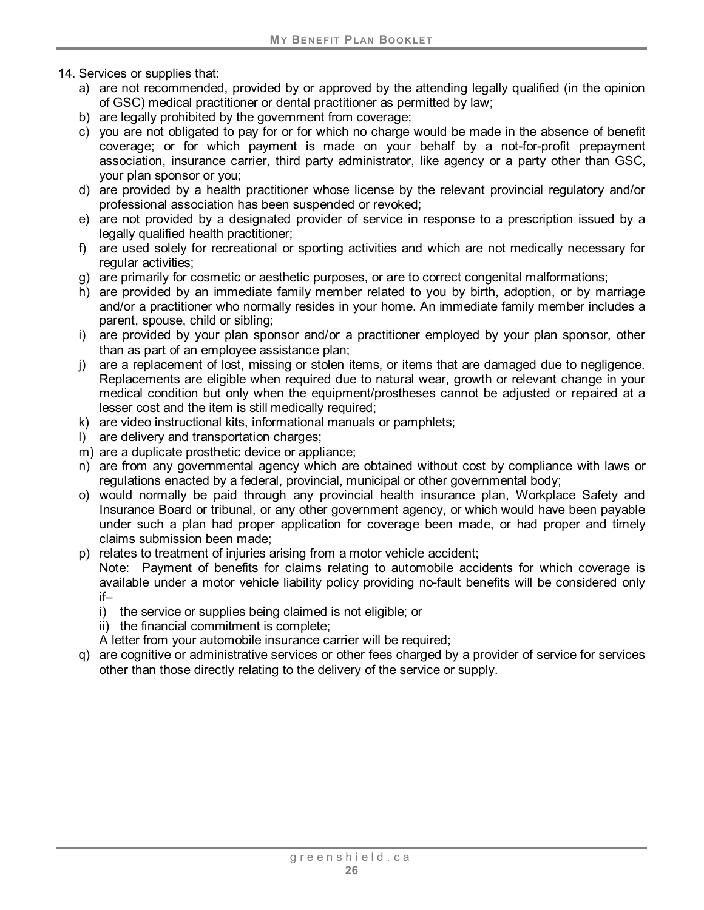14. Services or supplies that:
    a) are not recommended, provided by or approved by the attending legally qualified (in the opinion of GSC) medical practitioner or dental practitioner as permitted by law;
    b) are legally prohibited by the government from coverage;
    c) you are not obligated to pay for or for which no charge would be made in the absence of benefit coverage; or for which payment is made on your behalf by a not-for-profit prepayment association, insurance carrier, third party administrator, like agency or a party other than GSC, your plan sponsor or you;
    d) are provided by a health practitioner whose license by the relevant provincial regulatory and/or professional association has been suspended or revoked;
    e) are not provided by a designated provider of service in response to a prescription issued by a legally qualified health practitioner;
    f) are used solely for recreational or sporting activities and which are not medically necessary for regular activities;
    g) are primarily for cosmetic or aesthetic purposes, or are to correct congenital malformations;
    h) are provided by an immediate family member related to you by birth, adoption, or by marriage and/or a practitioner who normally resides in your home. An immediate family member includes a parent, spouse, child or sibling;
    i) are provided by your plan sponsor and/or a practitioner employed by your plan sponsor, other than as part of an employee assistance plan;
    j) are a replacement of lost, missing or stolen items, or items that are damaged due to negligence. Replacements are eligible when required due to natural wear, growth or relevant change in your medical condition but only when the equipment/prostheses cannot be adjusted or repaired at a lesser cost and the item is still medically required;
    k) are video instructional kits, informational manuals or pamphlets;
    l) are delivery and transportation charges;
    m) are a duplicate prosthetic device or appliance;
    n) are from any governmental agency which are obtained without cost by compliance with laws or regulations enacted by a federal, provincial, municipal or other governmental body;
    o) would normally be paid through any provincial health insurance plan, Workplace Safety and Insurance Board or tribunal, or any other government agency, or which would have been payable under such a plan had proper application for coverage been made, or had proper and timely claims submission been made;
    p) relates to treatment of injuries arising from a motor vehicle accident;
       Note: Payment of benefits for claims relating to automobile accidents for which coverage is available under a motor vehicle liability policy providing no-fault benefits will be considered only if–
       i) the service or supplies being claimed is not eligible; or
       ii) the financial commitment is complete;
       
       A letter from your automobile insurance carrier will be required;
    q) are cognitive or administrative services or other fees charged by a provider of service for services other than those directly relating to the delivery of the service or supply.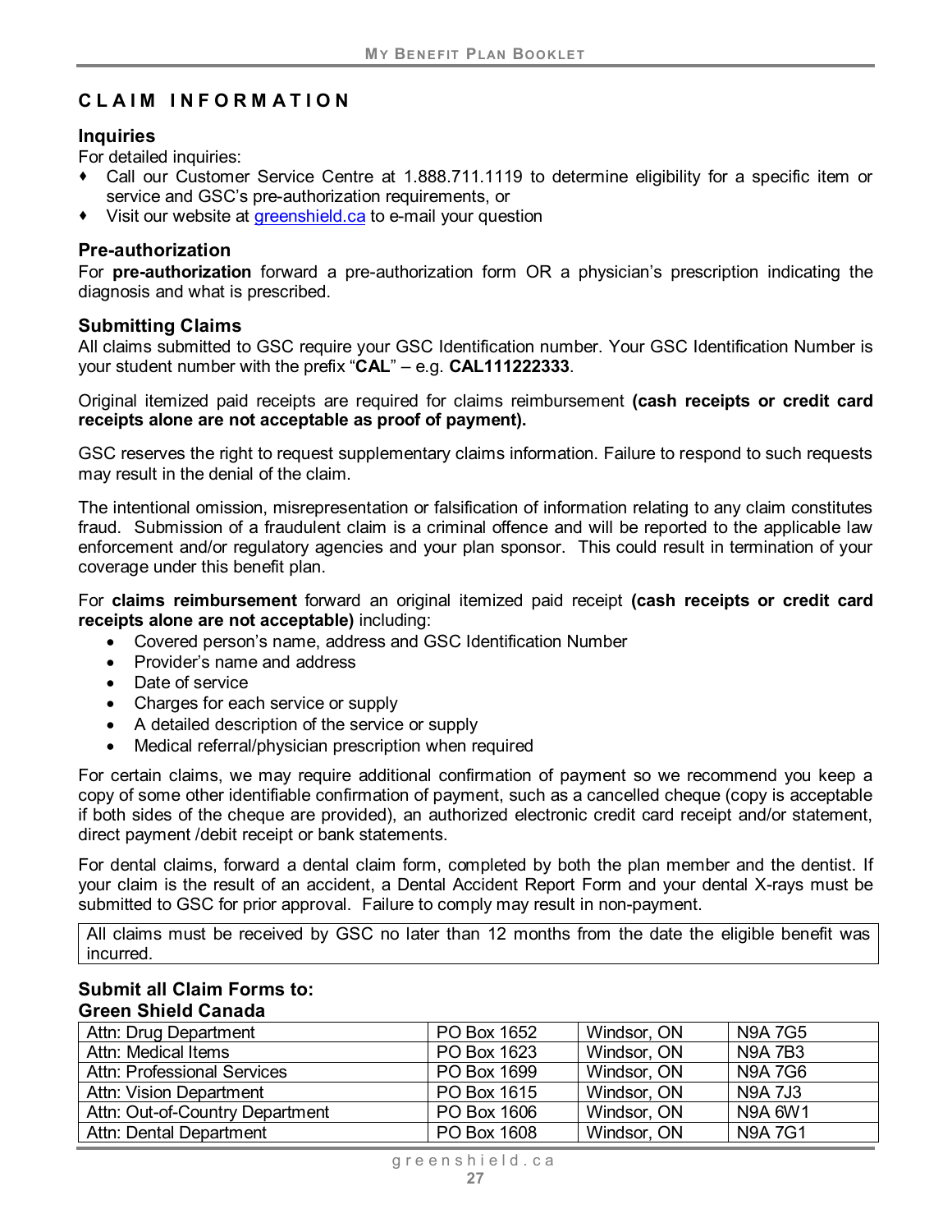# CLAIM INFORMATION

## Inquiries

For detailed inquiries:

- Call our Customer Service Centre at 1.888.711.1119 to determine eligibility for a specific item or service and GSC's pre-authorization requirements, or
- Visit our website at greenshield.ca to e-mail your question

## Pre-authorization

For **pre-authorization** forward a pre-authorization form OR a physician's prescription indicating the diagnosis and what is prescribed.

## Submitting Claims

All claims submitted to GSC require your GSC Identification number. Your GSC Identification Number is your student number with the prefix "**CAL**" – e.g. **CAL111222333**.

Original itemized paid receipts are required for claims reimbursement **(cash receipts or credit card receipts alone are not acceptable as proof of payment).**

GSC reserves the right to request supplementary claims information. Failure to respond to such requests may result in the denial of the claim.

The intentional omission, misrepresentation or falsification of information relating to any claim constitutes fraud. Submission of a fraudulent claim is a criminal offence and will be reported to the applicable law enforcement and/or regulatory agencies and your plan sponsor. This could result in termination of your coverage under this benefit plan.

For **claims reimbursement** forward an original itemized paid receipt **(cash receipts or credit card receipts alone are not acceptable)** including:

- Covered person's name, address and GSC Identification Number
- Provider's name and address
- Date of service
- Charges for each service or supply
- A detailed description of the service or supply
- Medical referral/physician prescription when required

For certain claims, we may require additional confirmation of payment so we recommend you keep a copy of some other identifiable confirmation of payment, such as a cancelled cheque (copy is acceptable if both sides of the cheque are provided), an authorized electronic credit card receipt and/or statement, direct payment /debit receipt or bank statements.

For dental claims, forward a dental claim form, completed by both the plan member and the dentist. If your claim is the result of an accident, a Dental Accident Report Form and your dental X-rays must be submitted to GSC for prior approval. Failure to comply may result in non-payment.

All claims must be received by GSC no later than 12 months from the date the eligible benefit was incurred.

## Submit all Claim Forms to:
## Green Shield Canada

| | | | |
|---|---|---|---|
| Attn: Drug Department | PO Box 1652 | Windsor, ON | N9A 7G5 |
| Attn: Medical Items | PO Box 1623 | Windsor, ON | N9A 7B3 |
| Attn: Professional Services | PO Box 1699 | Windsor, ON | N9A 7G6 |
| Attn: Vision Department | PO Box 1615 | Windsor, ON | N9A 7J3 |
| Attn: Out-of-Country Department | PO Box 1606 | Windsor, ON | N9A 6W1 |
| Attn: Dental Department | PO Box 1608 | Windsor, ON | N9A 7G1 |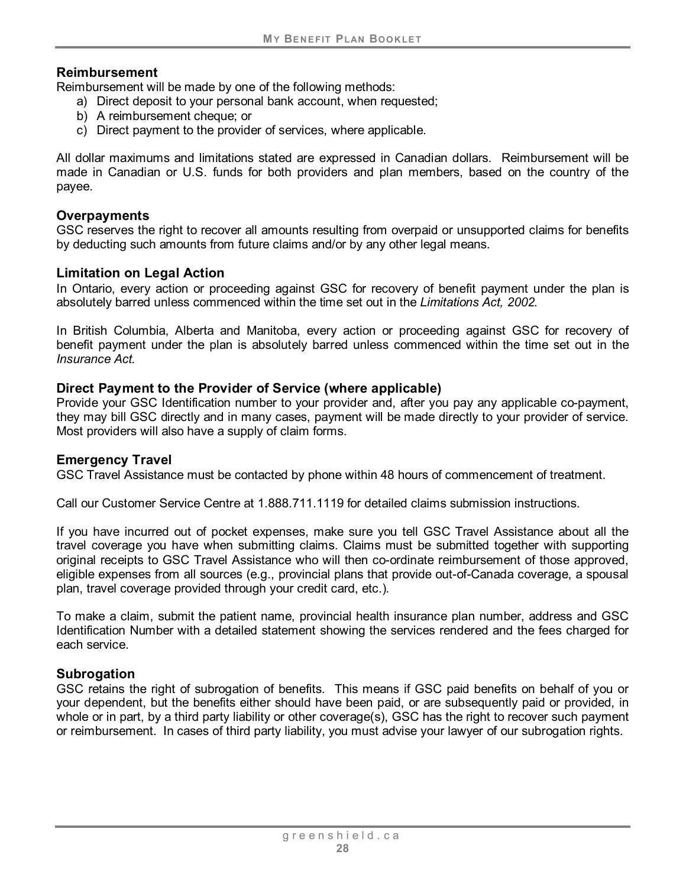## Reimbursement

Reimbursement will be made by one of the following methods:

a) Direct deposit to your personal bank account, when requested;
b) A reimbursement cheque; or
c) Direct payment to the provider of services, where applicable.

All dollar maximums and limitations stated are expressed in Canadian dollars. Reimbursement will be made in Canadian or U.S. funds for both providers and plan members, based on the country of the payee.

## Overpayments

GSC reserves the right to recover all amounts resulting from overpaid or unsupported claims for benefits by deducting such amounts from future claims and/or by any other legal means.

## Limitation on Legal Action

In Ontario, every action or proceeding against GSC for recovery of benefit payment under the plan is absolutely barred unless commenced within the time set out in the *Limitations Act, 2002.*

In British Columbia, Alberta and Manitoba, every action or proceeding against GSC for recovery of benefit payment under the plan is absolutely barred unless commenced within the time set out in the *Insurance Act.*

## Direct Payment to the Provider of Service (where applicable)

Provide your GSC Identification number to your provider and, after you pay any applicable co-payment, they may bill GSC directly and in many cases, payment will be made directly to your provider of service. Most providers will also have a supply of claim forms.

## Emergency Travel

GSC Travel Assistance must be contacted by phone within 48 hours of commencement of treatment.

Call our Customer Service Centre at 1.888.711.1119 for detailed claims submission instructions.

If you have incurred out of pocket expenses, make sure you tell GSC Travel Assistance about all the travel coverage you have when submitting claims. Claims must be submitted together with supporting original receipts to GSC Travel Assistance who will then co-ordinate reimbursement of those approved, eligible expenses from all sources (e.g., provincial plans that provide out-of-Canada coverage, a spousal plan, travel coverage provided through your credit card, etc.).

To make a claim, submit the patient name, provincial health insurance plan number, address and GSC Identification Number with a detailed statement showing the services rendered and the fees charged for each service.

## Subrogation

GSC retains the right of subrogation of benefits. This means if GSC paid benefits on behalf of you or your dependent, but the benefits either should have been paid, or are subsequently paid or provided, in whole or in part, by a third party liability or other coverage(s), GSC has the right to recover such payment or reimbursement. In cases of third party liability, you must advise your lawyer of our subrogation rights.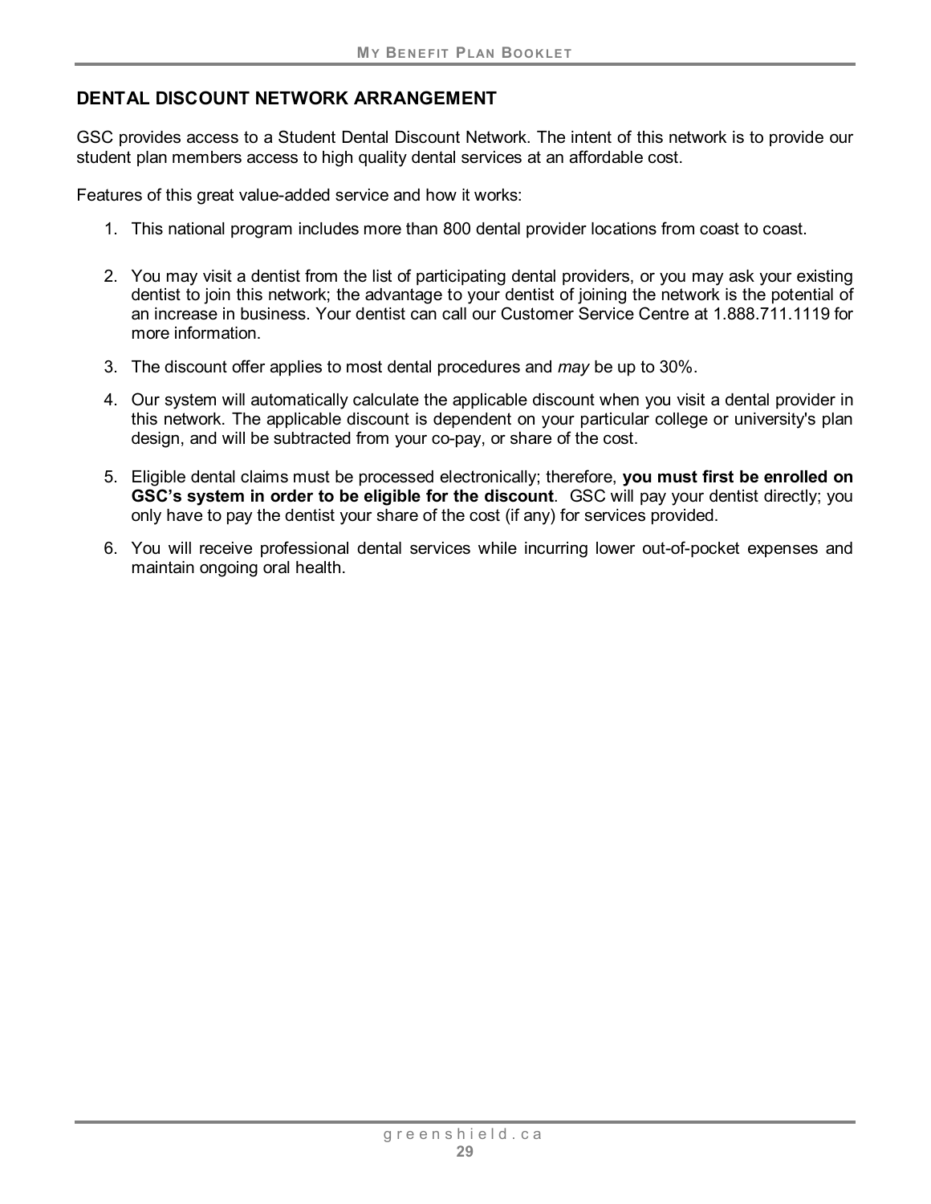## DENTAL DISCOUNT NETWORK ARRANGEMENT

GSC provides access to a Student Dental Discount Network. The intent of this network is to provide our student plan members access to high quality dental services at an affordable cost.

Features of this great value-added service and how it works:

1. This national program includes more than 800 dental provider locations from coast to coast.
2. You may visit a dentist from the list of participating dental providers, or you may ask your existing dentist to join this network; the advantage to your dentist of joining the network is the potential of an increase in business. Your dentist can call our Customer Service Centre at 1.888.711.1119 for more information.
3. The discount offer applies to most dental procedures and *may* be up to 30%.
4. Our system will automatically calculate the applicable discount when you visit a dental provider in this network. The applicable discount is dependent on your particular college or university's plan design, and will be subtracted from your co-pay, or share of the cost.
5. Eligible dental claims must be processed electronically; therefore, **you must first be enrolled on GSC's system in order to be eligible for the discount**. GSC will pay your dentist directly; you only have to pay the dentist your share of the cost (if any) for services provided.
6. You will receive professional dental services while incurring lower out-of-pocket expenses and maintain ongoing oral health.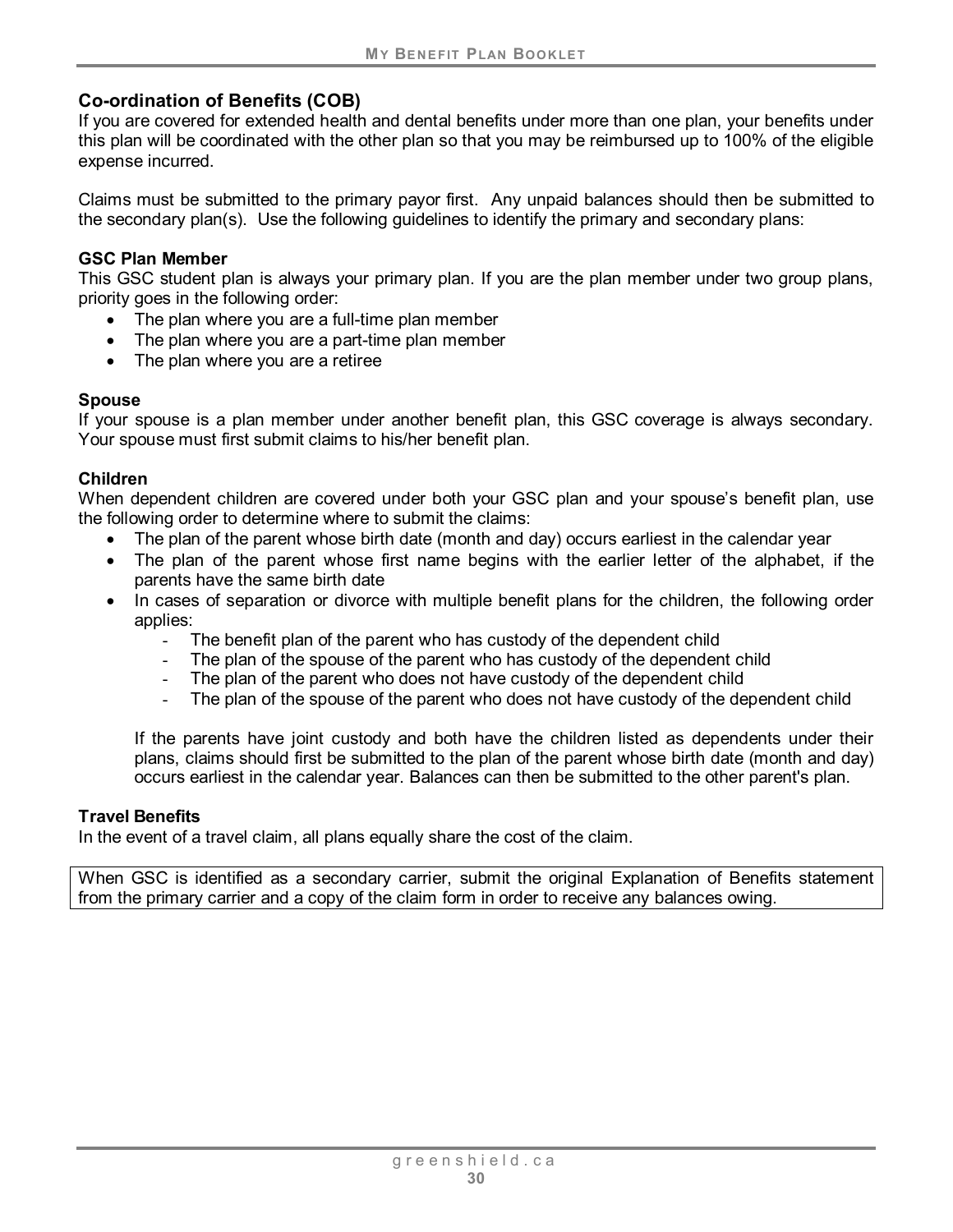## Co-ordination of Benefits (COB)

If you are covered for extended health and dental benefits under more than one plan, your benefits under this plan will be coordinated with the other plan so that you may be reimbursed up to 100% of the eligible expense incurred.

Claims must be submitted to the primary payor first. Any unpaid balances should then be submitted to the secondary plan(s). Use the following guidelines to identify the primary and secondary plans:

### GSC Plan Member

This GSC student plan is always your primary plan. If you are the plan member under two group plans, priority goes in the following order:

- The plan where you are a full-time plan member
- The plan where you are a part-time plan member
- The plan where you are a retiree

### Spouse

If your spouse is a plan member under another benefit plan, this GSC coverage is always secondary. Your spouse must first submit claims to his/her benefit plan.

### Children

When dependent children are covered under both your GSC plan and your spouse's benefit plan, use the following order to determine where to submit the claims:

- The plan of the parent whose birth date (month and day) occurs earliest in the calendar year
- The plan of the parent whose first name begins with the earlier letter of the alphabet, if the parents have the same birth date
- In cases of separation or divorce with multiple benefit plans for the children, the following order applies:
    - The benefit plan of the parent who has custody of the dependent child
    - The plan of the spouse of the parent who has custody of the dependent child
    - The plan of the parent who does not have custody of the dependent child
    - The plan of the spouse of the parent who does not have custody of the dependent child

  If the parents have joint custody and both have the children listed as dependents under their plans, claims should first be submitted to the plan of the parent whose birth date (month and day) occurs earliest in the calendar year. Balances can then be submitted to the other parent's plan.

### Travel Benefits

In the event of a travel claim, all plans equally share the cost of the claim.

When GSC is identified as a secondary carrier, submit the original Explanation of Benefits statement from the primary carrier and a copy of the claim form in order to receive any balances owing.